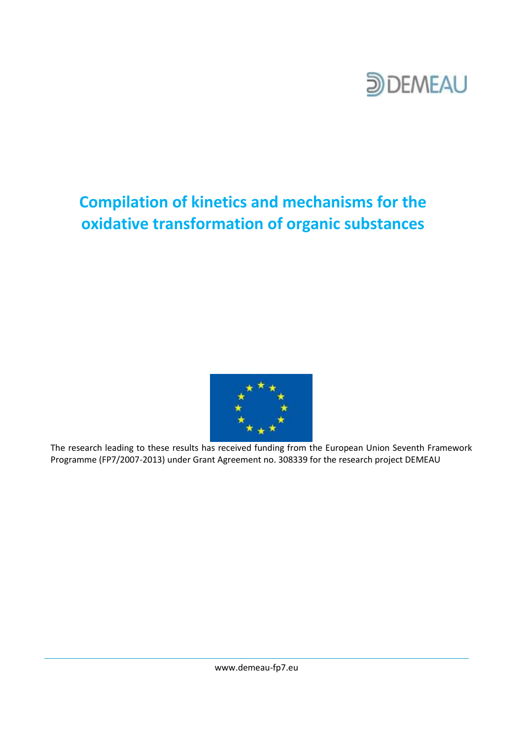DEMEAU

# Compilation of kinetics and mechanisms for the oxidative transformation of organic substances

The research leading to these results has received funding from the European Union Seventh Framework Programme (FP7/2007-2013) under Grant Agreement no. 308339 for the research project DEMEAU

www.demeau-fp7.eu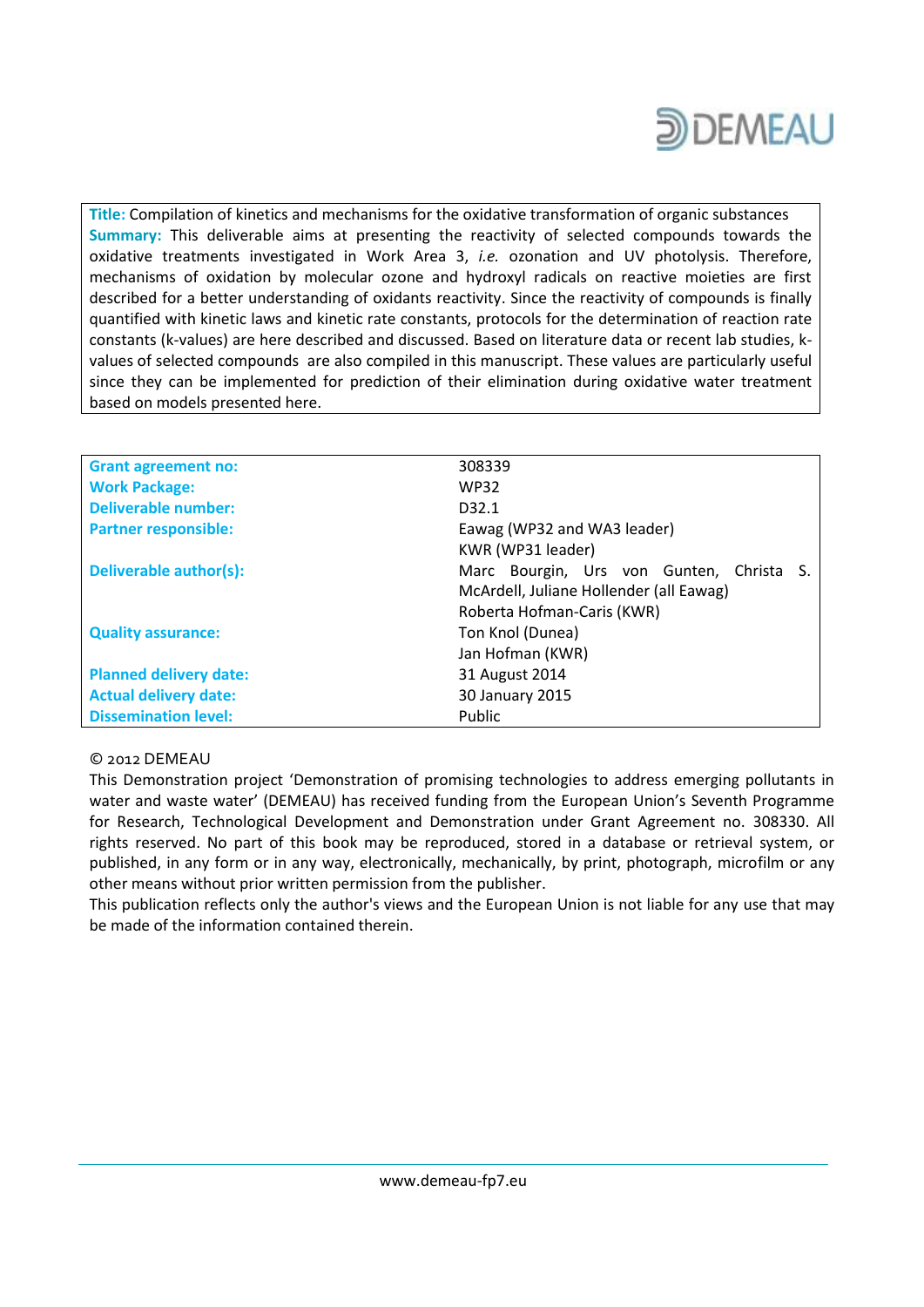**Title:** Compilation of kinetics and mechanisms for the oxidative transformation of organic substances

**Summary:** This deliverable aims at presenting the reactivity of selected compounds towards the oxidative treatments investigated in Work Area 3, *i.e.* ozonation and UV photolysis. Therefore, mechanisms of oxidation by molecular ozone and hydroxyl radicals on reactive moieties are first described for a better understanding of oxidants reactivity. Since the reactivity of compounds is finally quantified with kinetic laws and kinetic rate constants, protocols for the determination of reaction rate constants (k-values) are here described and discussed. Based on literature data or recent lab studies, k-values of selected compounds are also compiled in this manuscript. These values are particularly useful since they can be implemented for prediction of their elimination during oxidative water treatment based on models presented here.

| | |
|---|---|
| **Grant agreement no:** | 308339 |
| **Work Package:** | WP32 |
| **Deliverable number:** | D32.1 |
| **Partner responsible:** | Eawag (WP32 and WA3 leader)<br>KWR (WP31 leader) |
| **Deliverable author(s):** | Marc Bourgin, Urs von Gunten, Christa S. McArdell, Juliane Hollender (all Eawag)<br>Roberta Hofman-Caris (KWR) |
| **Quality assurance:** | Ton Knol (Dunea)<br>Jan Hofman (KWR) |
| **Planned delivery date:** | 31 August 2014 |
| **Actual delivery date:** | 30 January 2015 |
| **Dissemination level:** | Public |

© 2012 DEMEAU

This Demonstration project 'Demonstration of promising technologies to address emerging pollutants in water and waste water' (DEMEAU) has received funding from the European Union's Seventh Programme for Research, Technological Development and Demonstration under Grant Agreement no. 308330. All rights reserved. No part of this book may be reproduced, stored in a database or retrieval system, or published, in any form or in any way, electronically, mechanically, by print, photograph, microfilm or any other means without prior written permission from the publisher.

This publication reflects only the author's views and the European Union is not liable for any use that may be made of the information contained therein.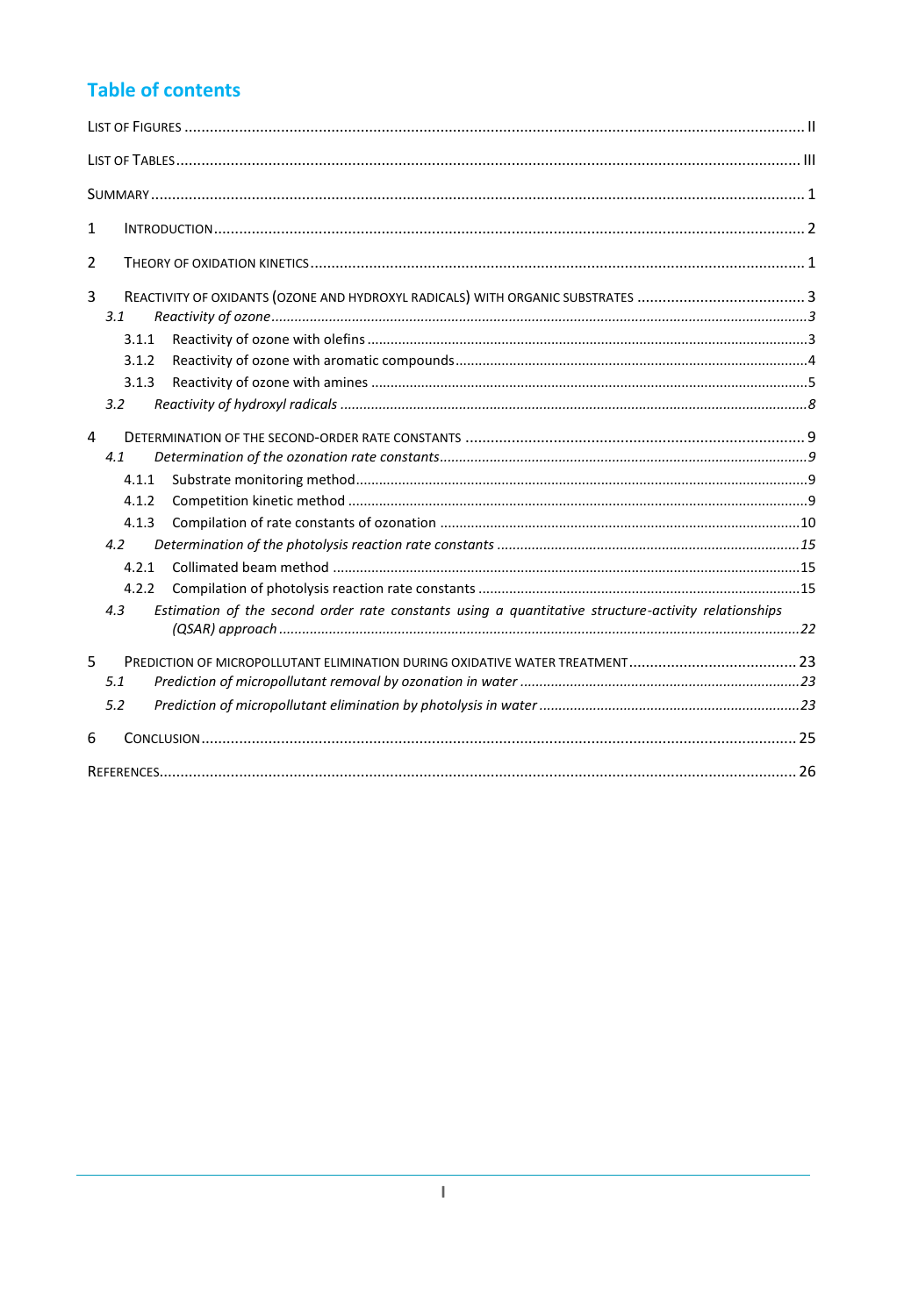## Table of contents

List of Figures ........ II

List of Tables ........ III

Summary ........ 1

1 Introduction ........ 2

2 Theory of oxidation kinetics ........ 1

3 Reactivity of oxidants (ozone and hydroxyl radicals) with organic substrates ........ 3

- *3.1 Reactivity of ozone ........ 3*
  - 3.1.1 Reactivity of ozone with olefins ........ 3
  - 3.1.2 Reactivity of ozone with aromatic compounds ........ 4
  - 3.1.3 Reactivity of ozone with amines ........ 5
- *3.2 Reactivity of hydroxyl radicals ........ 8*

4 Determination of the second-order rate constants ........ 9

- *4.1 Determination of the ozonation rate constants ........ 9*
  - 4.1.1 Substrate monitoring method ........ 9
  - 4.1.2 Competition kinetic method ........ 9
  - 4.1.3 Compilation of rate constants of ozonation ........ 10
- *4.2 Determination of the photolysis reaction rate constants ........ 15*
  - 4.2.1 Collimated beam method ........ 15
  - 4.2.2 Compilation of photolysis reaction rate constants ........ 15
- *4.3 Estimation of the second order rate constants using a quantitative structure-activity relationships (QSAR) approach ........ 22*

5 Prediction of micropollutant elimination during oxidative water treatment ........ 23

- *5.1 Prediction of micropollutant removal by ozonation in water ........ 23*
- *5.2 Prediction of micropollutant elimination by photolysis in water ........ 23*

6 Conclusion ........ 25

References ........ 26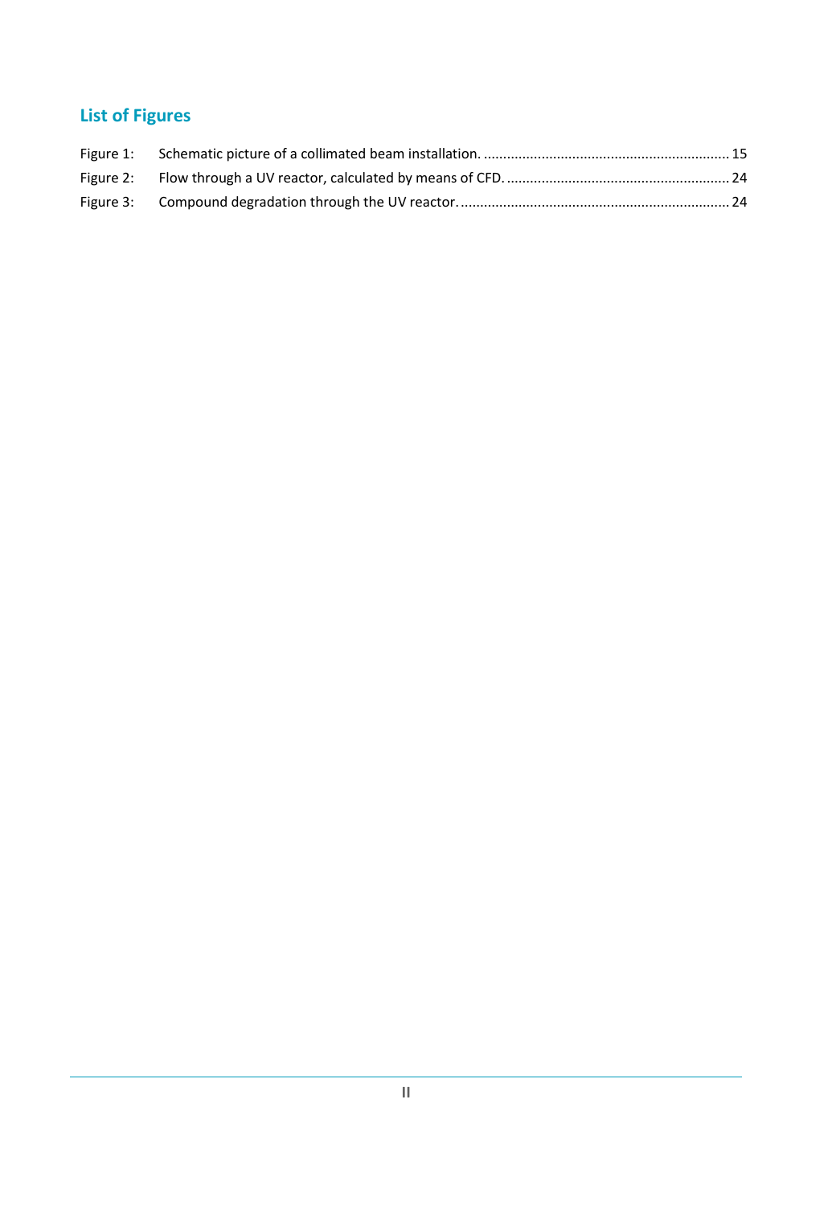## List of Figures

Figure 1: Schematic picture of a collimated beam installation. ............................................................... 15

Figure 2: Flow through a UV reactor, calculated by means of CFD. ......................................................... 24

Figure 3: Compound degradation through the UV reactor. ..................................................................... 24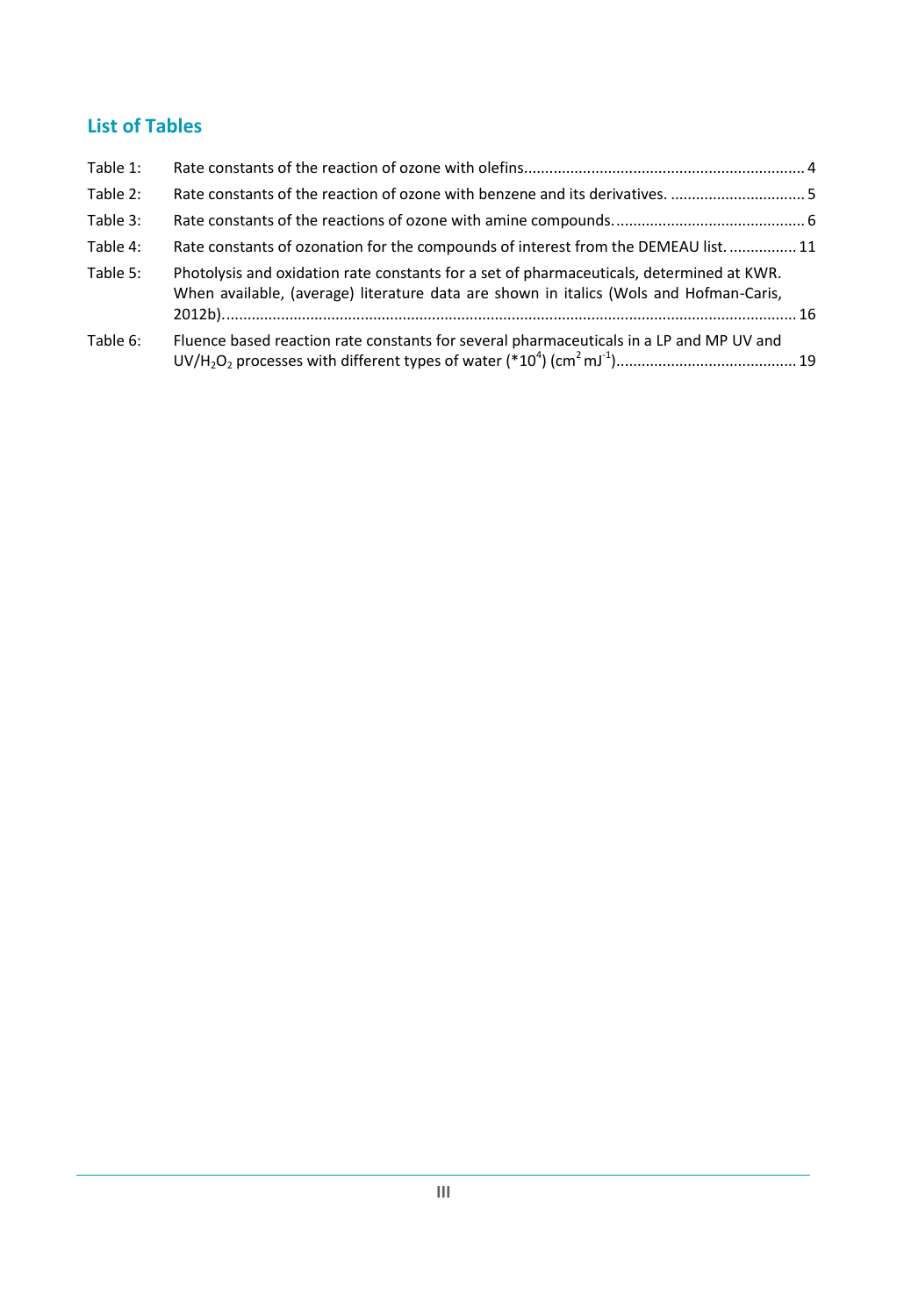## List of Tables

Table 1: Rate constants of the reaction of ozone with olefins.................................................................. 4

Table 2: Rate constants of the reaction of ozone with benzene and its derivatives. ................................ 5

Table 3: Rate constants of the reactions of ozone with amine compounds. ............................................. 6

Table 4: Rate constants of ozonation for the compounds of interest from the DEMEAU list. ................ 11

Table 5: Photolysis and oxidation rate constants for a set of pharmaceuticals, determined at KWR. When available, (average) literature data are shown in italics (Wols and Hofman-Caris, 2012b)........................................................................................................................................ 16

Table 6: Fluence based reaction rate constants for several pharmaceuticals in a LP and MP UV and UV/$H_2O_2$ processes with different types of water ($*10^4$) ($cm^2\,mJ^{-1}$)........................................... 19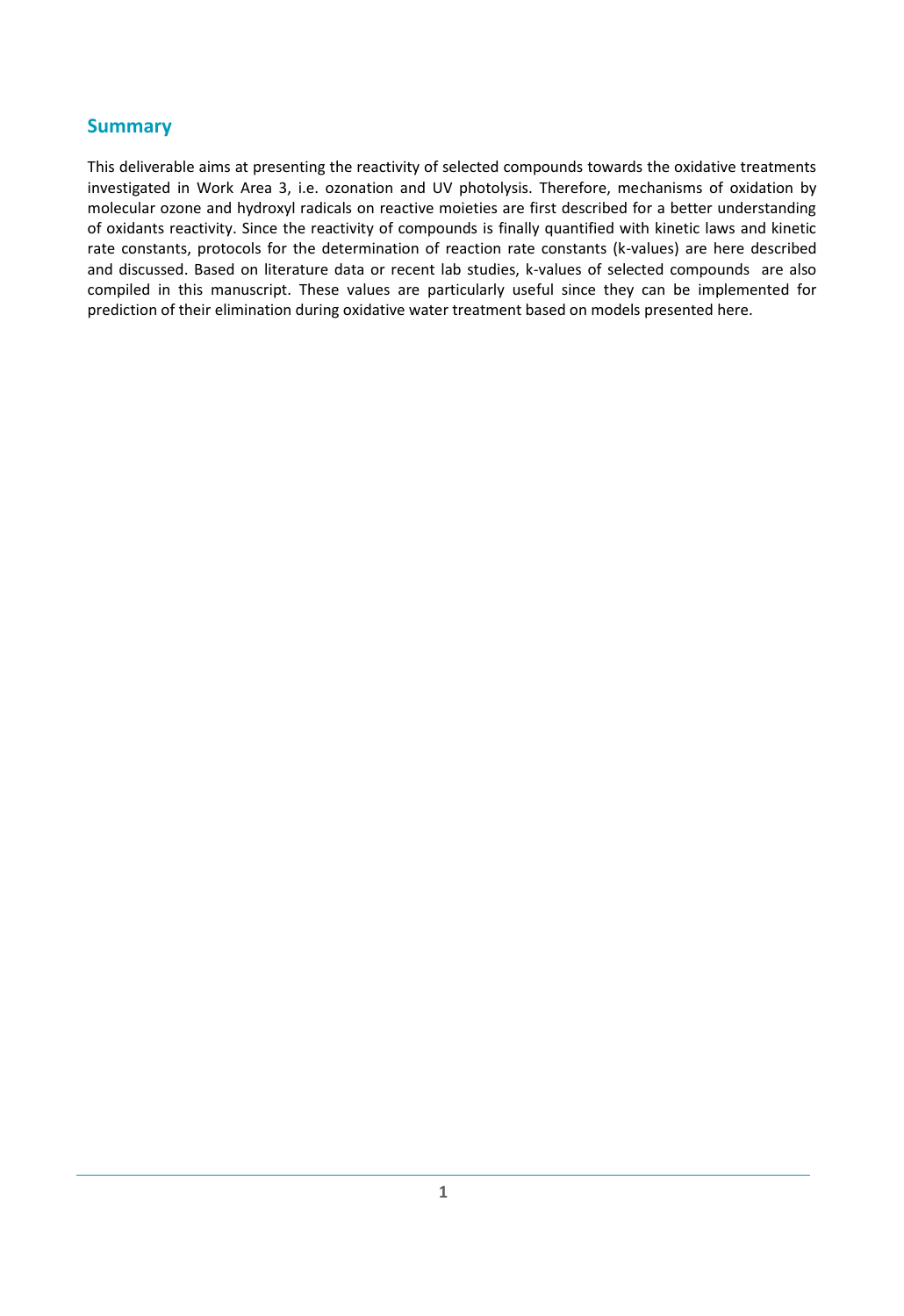## Summary

This deliverable aims at presenting the reactivity of selected compounds towards the oxidative treatments investigated in Work Area 3, i.e. ozonation and UV photolysis. Therefore, mechanisms of oxidation by molecular ozone and hydroxyl radicals on reactive moieties are first described for a better understanding of oxidants reactivity. Since the reactivity of compounds is finally quantified with kinetic laws and kinetic rate constants, protocols for the determination of reaction rate constants (k-values) are here described and discussed. Based on literature data or recent lab studies, k-values of selected compounds are also compiled in this manuscript. These values are particularly useful since they can be implemented for prediction of their elimination during oxidative water treatment based on models presented here.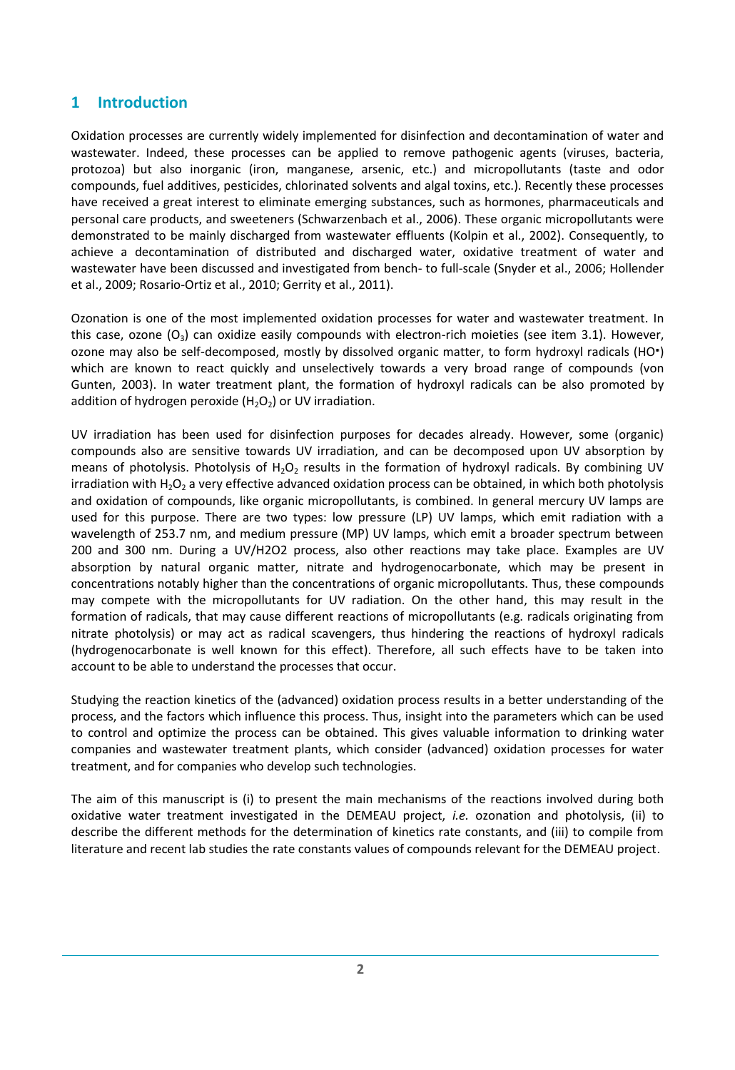# 1 Introduction

Oxidation processes are currently widely implemented for disinfection and decontamination of water and wastewater. Indeed, these processes can be applied to remove pathogenic agents (viruses, bacteria, protozoa) but also inorganic (iron, manganese, arsenic, etc.) and micropollutants (taste and odor compounds, fuel additives, pesticides, chlorinated solvents and algal toxins, etc.). Recently these processes have received a great interest to eliminate emerging substances, such as hormones, pharmaceuticals and personal care products, and sweeteners (Schwarzenbach et al., 2006). These organic micropollutants were demonstrated to be mainly discharged from wastewater effluents (Kolpin et al., 2002). Consequently, to achieve a decontamination of distributed and discharged water, oxidative treatment of water and wastewater have been discussed and investigated from bench- to full-scale (Snyder et al., 2006; Hollender et al., 2009; Rosario-Ortiz et al., 2010; Gerrity et al., 2011).

Ozonation is one of the most implemented oxidation processes for water and wastewater treatment. In this case, ozone ($O_3$) can oxidize easily compounds with electron-rich moieties (see item 3.1). However, ozone may also be self-decomposed, mostly by dissolved organic matter, to form hydroxyl radicals ($HO^{\bullet}$) which are known to react quickly and unselectively towards a very broad range of compounds (von Gunten, 2003). In water treatment plant, the formation of hydroxyl radicals can be also promoted by addition of hydrogen peroxide ($H_2O_2$) or UV irradiation.

UV irradiation has been used for disinfection purposes for decades already. However, some (organic) compounds also are sensitive towards UV irradiation, and can be decomposed upon UV absorption by means of photolysis. Photolysis of $H_2O_2$ results in the formation of hydroxyl radicals. By combining UV irradiation with $H_2O_2$ a very effective advanced oxidation process can be obtained, in which both photolysis and oxidation of compounds, like organic micropollutants, is combined. In general mercury UV lamps are used for this purpose. There are two types: low pressure (LP) UV lamps, which emit radiation with a wavelength of 253.7 nm, and medium pressure (MP) UV lamps, which emit a broader spectrum between 200 and 300 nm. During a UV/H2O2 process, also other reactions may take place. Examples are UV absorption by natural organic matter, nitrate and hydrogenocarbonate, which may be present in concentrations notably higher than the concentrations of organic micropollutants. Thus, these compounds may compete with the micropollutants for UV radiation. On the other hand, this may result in the formation of radicals, that may cause different reactions of micropollutants (e.g. radicals originating from nitrate photolysis) or may act as radical scavengers, thus hindering the reactions of hydroxyl radicals (hydrogenocarbonate is well known for this effect). Therefore, all such effects have to be taken into account to be able to understand the processes that occur.

Studying the reaction kinetics of the (advanced) oxidation process results in a better understanding of the process, and the factors which influence this process. Thus, insight into the parameters which can be used to control and optimize the process can be obtained. This gives valuable information to drinking water companies and wastewater treatment plants, which consider (advanced) oxidation processes for water treatment, and for companies who develop such technologies.

The aim of this manuscript is (i) to present the main mechanisms of the reactions involved during both oxidative water treatment investigated in the DEMEAU project, *i.e.* ozonation and photolysis, (ii) to describe the different methods for the determination of kinetics rate constants, and (iii) to compile from literature and recent lab studies the rate constants values of compounds relevant for the DEMEAU project.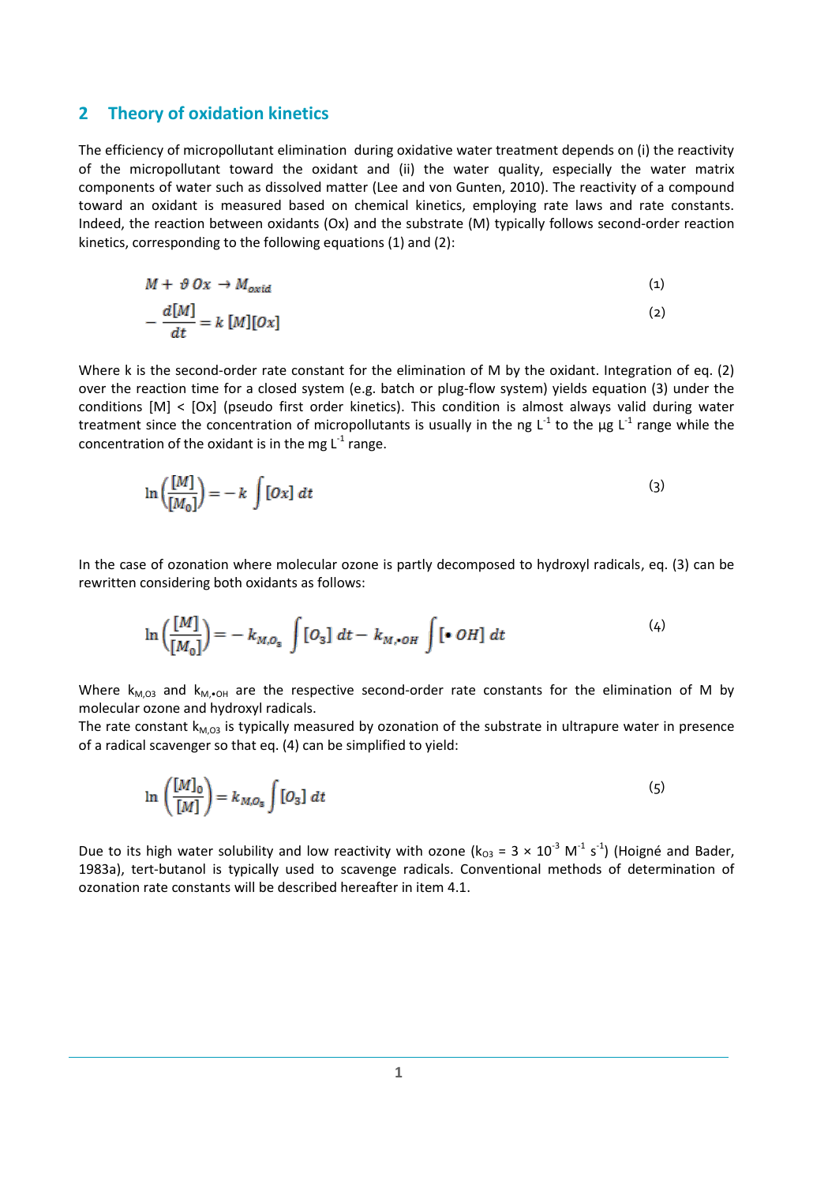## 2 Theory of oxidation kinetics

The efficiency of micropollutant elimination during oxidative water treatment depends on (i) the reactivity of the micropollutant toward the oxidant and (ii) the water quality, especially the water matrix components of water such as dissolved matter (Lee and von Gunten, 2010). The reactivity of a compound toward an oxidant is measured based on chemical kinetics, employing rate laws and rate constants. Indeed, the reaction between oxidants (Ox) and the substrate (M) typically follows second-order reaction kinetics, corresponding to the following equations (1) and (2):

$$M + \vartheta\, Ox \rightarrow M_{oxid} \quad (1)$$

$$-\frac{d[M]}{dt} = k\,[M][Ox] \quad (2)$$

Where k is the second-order rate constant for the elimination of M by the oxidant. Integration of eq. (2) over the reaction time for a closed system (e.g. batch or plug-flow system) yields equation (3) under the conditions [M] < [Ox] (pseudo first order kinetics). This condition is almost always valid during water treatment since the concentration of micropollutants is usually in the ng $L^{-1}$ to the µg $L^{-1}$ range while the concentration of the oxidant is in the mg $L^{-1}$ range.

$$\ln\left(\frac{[M]}{[M_0]}\right) = -\,k \int [Ox]\, dt \quad (3)$$

In the case of ozonation where molecular ozone is partly decomposed to hydroxyl radicals, eq. (3) can be rewritten considering both oxidants as follows:

$$\ln\left(\frac{[M]}{[M_0]}\right) = -\,k_{M,O_3} \int [O_3]\, dt - k_{M,\bullet OH} \int [\bullet\, OH]\, dt \quad (4)$$

Where $k_{M,O3}$ and $k_{M,\bullet OH}$ are the respective second-order rate constants for the elimination of M by molecular ozone and hydroxyl radicals.
The rate constant $k_{M,O3}$ is typically measured by ozonation of the substrate in ultrapure water in presence of a radical scavenger so that eq. (4) can be simplified to yield:

$$\ln\left(\frac{[M]_0}{[M]}\right) = k_{M,O_3} \int [O_3]\, dt \quad (5)$$

Due to its high water solubility and low reactivity with ozone ($k_{O3} = 3 \times 10^{-3}\ M^{-1}\ s^{-1}$) (Hoigné and Bader, 1983a), tert-butanol is typically used to scavenge radicals. Conventional methods of determination of ozonation rate constants will be described hereafter in item 4.1.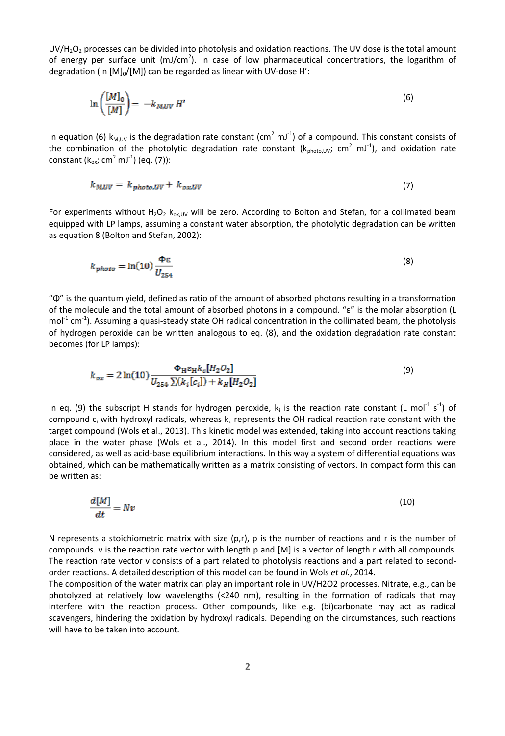$UV/H_2O_2$ processes can be divided into photolysis and oxidation reactions. The UV dose is the total amount of energy per surface unit ($mJ/cm^2$). In case of low pharmaceutical concentrations, the logarithm of degradation ($\ln [M]_0/[M]$) can be regarded as linear with UV-dose H':

$$\ln\left(\frac{[M]_0}{[M]}\right) = -k_{M,UV}\, H' \tag{6}$$

In equation (6) $k_{M,UV}$ is the degradation rate constant ($cm^2\ mJ^{-1}$) of a compound. This constant consists of the combination of the photolytic degradation rate constant ($k_{photo,UV}$; $cm^2\ mJ^{-1}$), and oxidation rate constant ($k_{ox}$; $cm^2\ mJ^{-1}$) (eq. (7)):

$$k_{M,UV} = k_{photo,UV} + k_{ox,UV} \tag{7}$$

For experiments without $H_2O_2$ $k_{ox,UV}$ will be zero. According to Bolton and Stefan, for a collimated beam equipped with LP lamps, assuming a constant water absorption, the photolytic degradation can be written as equation 8 (Bolton and Stefan, 2002):

$$k_{photo} = \ln(10)\frac{\Phi\varepsilon}{U_{254}} \tag{8}$$

"Φ" is the quantum yield, defined as ratio of the amount of absorbed photons resulting in a transformation of the molecule and the total amount of absorbed photons in a compound. "ε" is the molar absorption (L $mol^{-1}$ $cm^{-1}$). Assuming a quasi-steady state OH radical concentration in the collimated beam, the photolysis of hydrogen peroxide can be written analogous to eq. (8), and the oxidation degradation rate constant becomes (for LP lamps):

$$k_{ox} = 2\ln(10)\frac{\Phi_H \varepsilon_H k_c [H_2O_2]}{U_{254}\sum(k_i[c_i]) + k_H[H_2O_2]} \tag{9}$$

In eq. (9) the subscript H stands for hydrogen peroxide, $k_i$ is the reaction rate constant (L $mol^{-1}$ $s^{-1}$) of compound $c_i$ with hydroxyl radicals, whereas $k_c$ represents the OH radical reaction rate constant with the target compound (Wols et al., 2013). This kinetic model was extended, taking into account reactions taking place in the water phase (Wols et al., 2014). In this model first and second order reactions were considered, as well as acid-base equilibrium interactions. In this way a system of differential equations was obtained, which can be mathematically written as a matrix consisting of vectors. In compact form this can be written as:

$$\frac{d[M]}{dt} = Nv \tag{10}$$

N represents a stoichiometric matrix with size (p,r), p is the number of reactions and r is the number of compounds. v is the reaction rate vector with length p and [M] is a vector of length r with all compounds. The reaction rate vector v consists of a part related to photolysis reactions and a part related to second-order reactions. A detailed description of this model can be found in Wols *et al.*, 2014.

The composition of the water matrix can play an important role in UV/H2O2 processes. Nitrate, e.g., can be photolyzed at relatively low wavelengths (<240 nm), resulting in the formation of radicals that may interfere with the reaction process. Other compounds, like e.g. (bi)carbonate may act as radical scavengers, hindering the oxidation by hydroxyl radicals. Depending on the circumstances, such reactions will have to be taken into account.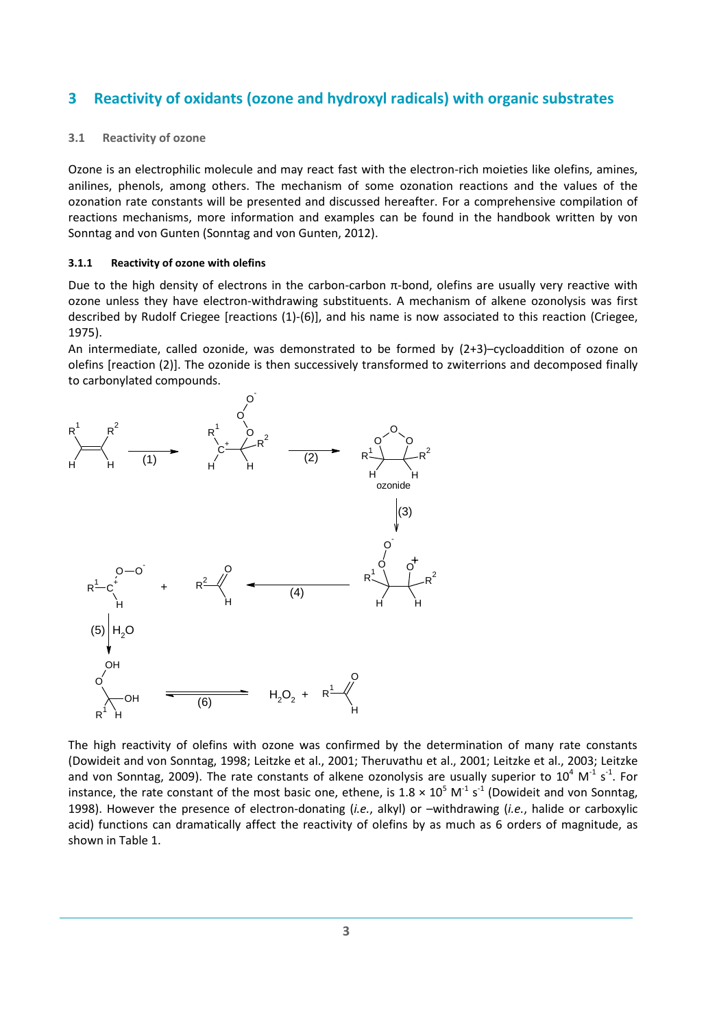## 3 Reactivity of oxidants (ozone and hydroxyl radicals) with organic substrates

### 3.1 Reactivity of ozone

Ozone is an electrophilic molecule and may react fast with the electron-rich moieties like olefins, amines, anilines, phenols, among others. The mechanism of some ozonation reactions and the values of the ozonation rate constants will be presented and discussed hereafter. For a comprehensive compilation of reactions mechanisms, more information and examples can be found in the handbook written by von Sonntag and von Gunten (Sonntag and von Gunten, 2012).

#### 3.1.1 Reactivity of ozone with olefins

Due to the high density of electrons in the carbon-carbon π-bond, olefins are usually very reactive with ozone unless they have electron-withdrawing substituents. A mechanism of alkene ozonolysis was first described by Rudolf Criegee [reactions (1)-(6)], and his name is now associated to this reaction (Criegee, 1975).

An intermediate, called ozonide, was demonstrated to be formed by (2+3)–cycloaddition of ozone on olefins [reaction (2)]. The ozonide is then successively transformed to zwiterrions and decomposed finally to carbonylated compounds.

The high reactivity of olefins with ozone was confirmed by the determination of many rate constants (Dowideit and von Sonntag, 1998; Leitzke et al., 2001; Theruvathu et al., 2001; Leitzke et al., 2003; Leitzke and von Sonntag, 2009). The rate constants of alkene ozonolysis are usually superior to $10^4$ $M^{-1}$ $s^{-1}$. For instance, the rate constant of the most basic one, ethene, is $1.8 \times 10^5$ $M^{-1}$ $s^{-1}$ (Dowideit and von Sonntag, 1998). However the presence of electron-donating (*i.e.*, alkyl) or –withdrawing (*i.e.*, halide or carboxylic acid) functions can dramatically affect the reactivity of olefins by as much as 6 orders of magnitude, as shown in Table 1.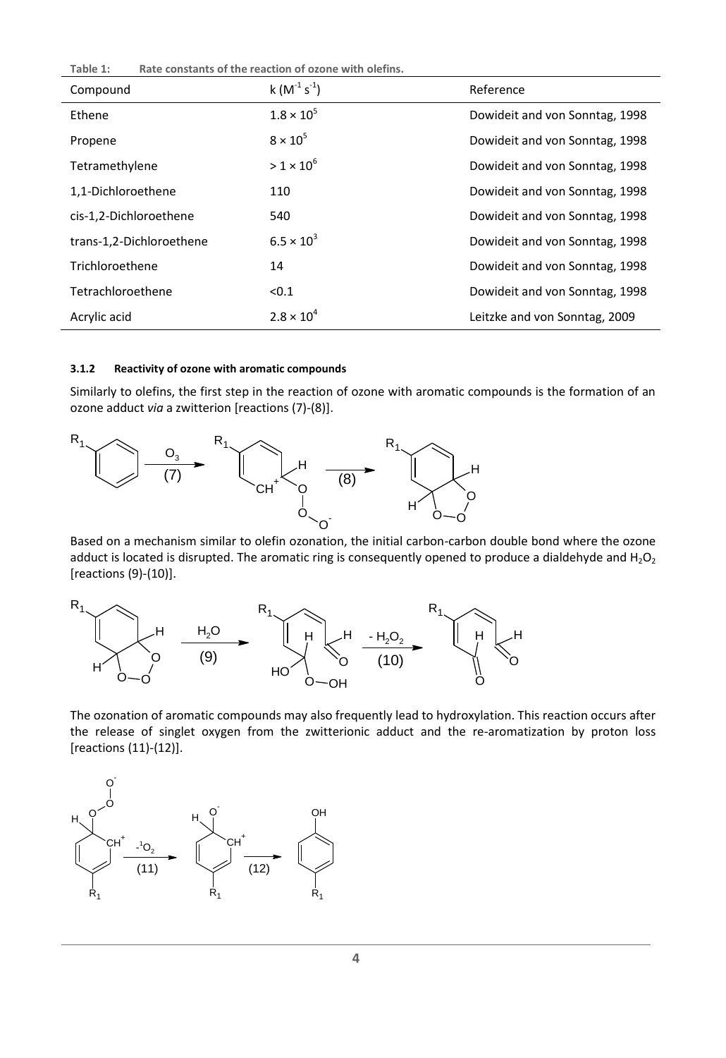**Table 1: Rate constants of the reaction of ozone with olefins.**

| Compound | k ($M^{-1}\ s^{-1}$) | Reference |
|---|---|---|
| Ethene | $1.8 \times 10^5$ | Dowideit and von Sonntag, 1998 |
| Propene | $8 \times 10^5$ | Dowideit and von Sonntag, 1998 |
| Tetramethylene | $> 1 \times 10^6$ | Dowideit and von Sonntag, 1998 |
| 1,1-Dichloroethene | 110 | Dowideit and von Sonntag, 1998 |
| cis-1,2-Dichloroethene | 540 | Dowideit and von Sonntag, 1998 |
| trans-1,2-Dichloroethene | $6.5 \times 10^3$ | Dowideit and von Sonntag, 1998 |
| Trichloroethene | 14 | Dowideit and von Sonntag, 1998 |
| Tetrachloroethene | <0.1 | Dowideit and von Sonntag, 1998 |
| Acrylic acid | $2.8 \times 10^4$ | Leitzke and von Sonntag, 2009 |

#### 3.1.2 Reactivity of ozone with aromatic compounds

Similarly to olefins, the first step in the reaction of ozone with aromatic compounds is the formation of an ozone adduct *via* a zwitterion [reactions (7)-(8)].

Based on a mechanism similar to olefin ozonation, the initial carbon-carbon double bond where the ozone adduct is located is disrupted. The aromatic ring is consequently opened to produce a dialdehyde and $H_2O_2$ [reactions (9)-(10)].

The ozonation of aromatic compounds may also frequently lead to hydroxylation. This reaction occurs after the release of singlet oxygen from the zwitterionic adduct and the re-aromatization by proton loss [reactions (11)-(12)].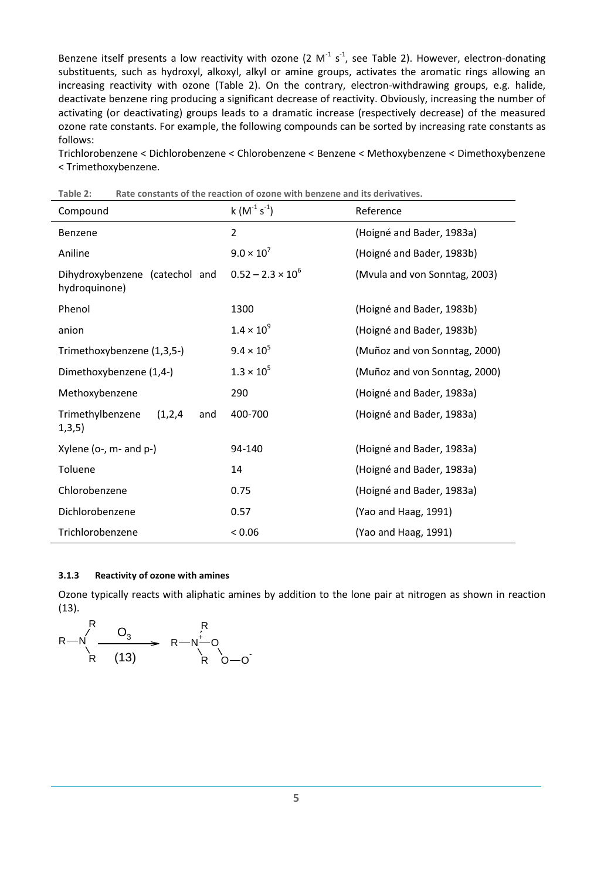Benzene itself presents a low reactivity with ozone (2 $M^{-1}$ $s^{-1}$, see Table 2). However, electron-donating substituents, such as hydroxyl, alkoxyl, alkyl or amine groups, activates the aromatic rings allowing an increasing reactivity with ozone (Table 2). On the contrary, electron-withdrawing groups, e.g. halide, deactivate benzene ring producing a significant decrease of reactivity. Obviously, increasing the number of activating (or deactivating) groups leads to a dramatic increase (respectively decrease) of the measured ozone rate constants. For example, the following compounds can be sorted by increasing rate constants as follows:

Trichlorobenzene < Dichlorobenzene < Chlorobenzene < Benzene < Methoxybenzene < Dimethoxybenzene < Trimethoxybenzene.

**Table 2: Rate constants of the reaction of ozone with benzene and its derivatives.**

| Compound | k ($M^{-1}$ $s^{-1}$) | Reference |
|---|---|---|
| Benzene | 2 | (Hoigné and Bader, 1983a) |
| Aniline | $9.0 \times 10^{7}$ | (Hoigné and Bader, 1983b) |
| Dihydroxybenzene (catechol and hydroquinone) | $0.52 – 2.3 \times 10^{6}$ | (Mvula and von Sonntag, 2003) |
| Phenol | 1300 | (Hoigné and Bader, 1983b) |
| anion | $1.4 \times 10^{9}$ | (Hoigné and Bader, 1983b) |
| Trimethoxybenzene (1,3,5-) | $9.4 \times 10^{5}$ | (Muñoz and von Sonntag, 2000) |
| Dimethoxybenzene (1,4-) | $1.3 \times 10^{5}$ | (Muñoz and von Sonntag, 2000) |
| Methoxybenzene | 290 | (Hoigné and Bader, 1983a) |
| Trimethylbenzene (1,2,4 and 1,3,5) | 400-700 | (Hoigné and Bader, 1983a) |
| Xylene (o-, m- and p-) | 94-140 | (Hoigné and Bader, 1983a) |
| Toluene | 14 | (Hoigné and Bader, 1983a) |
| Chlorobenzene | 0.75 | (Hoigné and Bader, 1983a) |
| Dichlorobenzene | 0.57 | (Yao and Haag, 1991) |
| Trichlorobenzene | < 0.06 | (Yao and Haag, 1991) |

### 3.1.3 Reactivity of ozone with amines

Ozone typically reacts with aliphatic amines by addition to the lone pair at nitrogen as shown in reaction (13).

$$R_3N \xrightarrow[(13)]{O_3} R_3N^{+}\text{–}O\text{–}O\text{–}O^{-}$$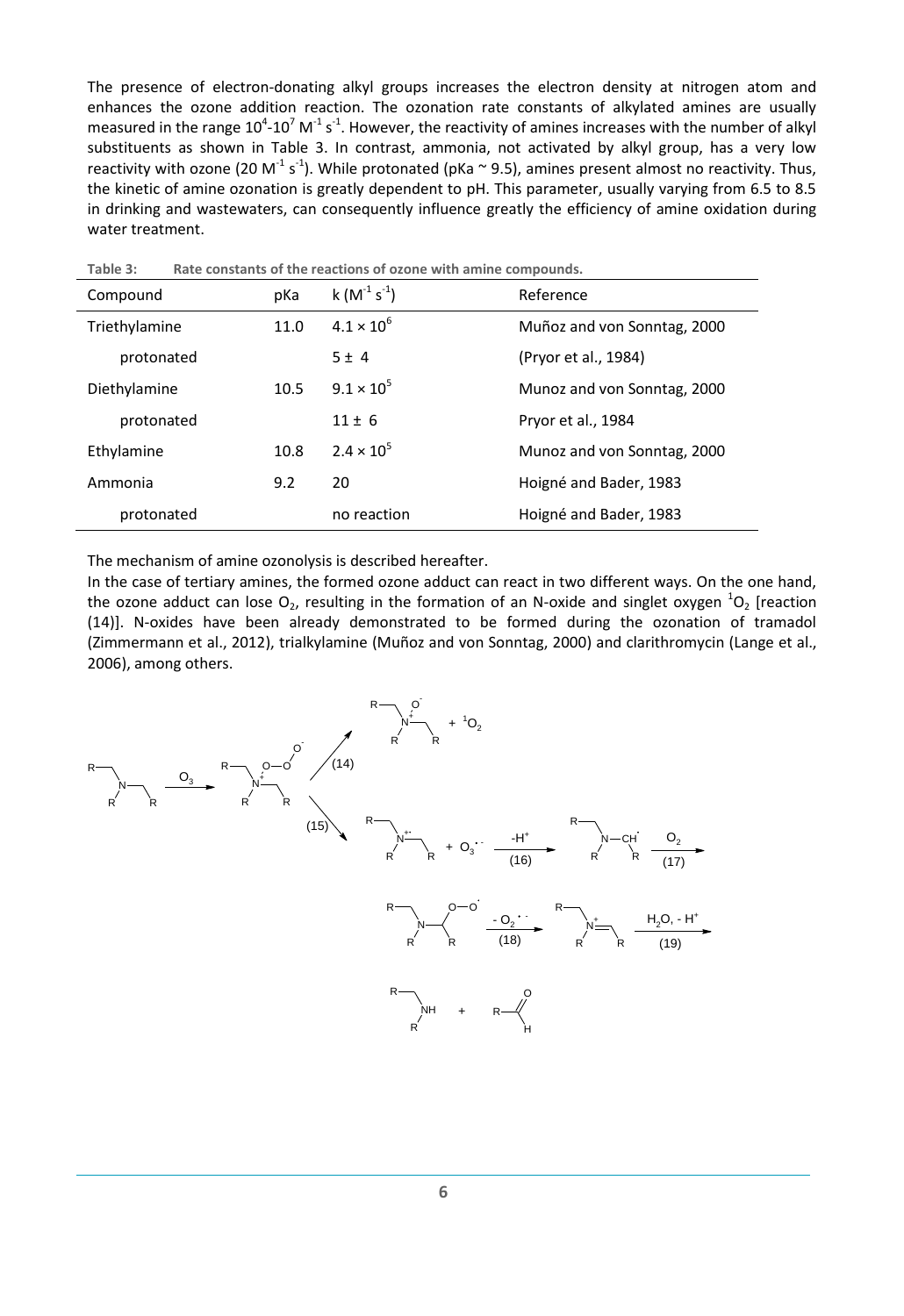The presence of electron-donating alkyl groups increases the electron density at nitrogen atom and enhances the ozone addition reaction. The ozonation rate constants of alkylated amines are usually measured in the range $10^4$-$10^7$ $M^{-1}$ $s^{-1}$. However, the reactivity of amines increases with the number of alkyl substituents as shown in Table 3. In contrast, ammonia, not activated by alkyl group, has a very low reactivity with ozone (20 $M^{-1}$ $s^{-1}$). While protonated (pKa ~ 9.5), amines present almost no reactivity. Thus, the kinetic of amine ozonation is greatly dependent to pH. This parameter, usually varying from 6.5 to 8.5 in drinking and wastewaters, can consequently influence greatly the efficiency of amine oxidation during water treatment.

**Table 3: Rate constants of the reactions of ozone with amine compounds.**

| Compound | pKa | k ($M^{-1}$ $s^{-1}$) | Reference |
|---|---|---|---|
| Triethylamine | 11.0 | $4.1 \times 10^6$ | Muñoz and von Sonntag, 2000 |
| protonated | | $5 \pm 4$ | (Pryor et al., 1984) |
| Diethylamine | 10.5 | $9.1 \times 10^5$ | Munoz and von Sonntag, 2000 |
| protonated | | $11 \pm 6$ | Pryor et al., 1984 |
| Ethylamine | 10.8 | $2.4 \times 10^5$ | Munoz and von Sonntag, 2000 |
| Ammonia | 9.2 | 20 | Hoigné and Bader, 1983 |
| protonated | | no reaction | Hoigné and Bader, 1983 |

The mechanism of amine ozonolysis is described hereafter.

In the case of tertiary amines, the formed ozone adduct can react in two different ways. On the one hand, the ozone adduct can lose $O_2$, resulting in the formation of an N-oxide and singlet oxygen $^1O_2$ [reaction (14)]. N-oxides have been already demonstrated to be formed during the ozonation of tramadol (Zimmermann et al., 2012), trialkylamine (Muñoz and von Sonntag, 2000) and clarithromycin (Lange et al., 2006), among others.

$$R_3N \xrightarrow{O_3} R_3N^+{-}O{-}O{-}O^- \xrightarrow{(14)} R_3N^+{-}O^- + {}^1O_2$$

$$R_3N^+{-}O{-}O{-}O^- \xrightarrow{(15)} R_3N^{\bullet+} + O_3^{\bullet-} \xrightarrow[(16)]{-H^+} R_2N{-}\dot{C}H{-}R \xrightarrow[(17)]{O_2}$$

$$R_2N{-}CH(R){-}O{-}O^{\bullet} \xrightarrow[(18)]{-O_2^{\bullet-}} R_2N^+{=}CH{-}R \xrightarrow[(19)]{H_2O,\ -H^+} R_2NH + R{-}CHO$$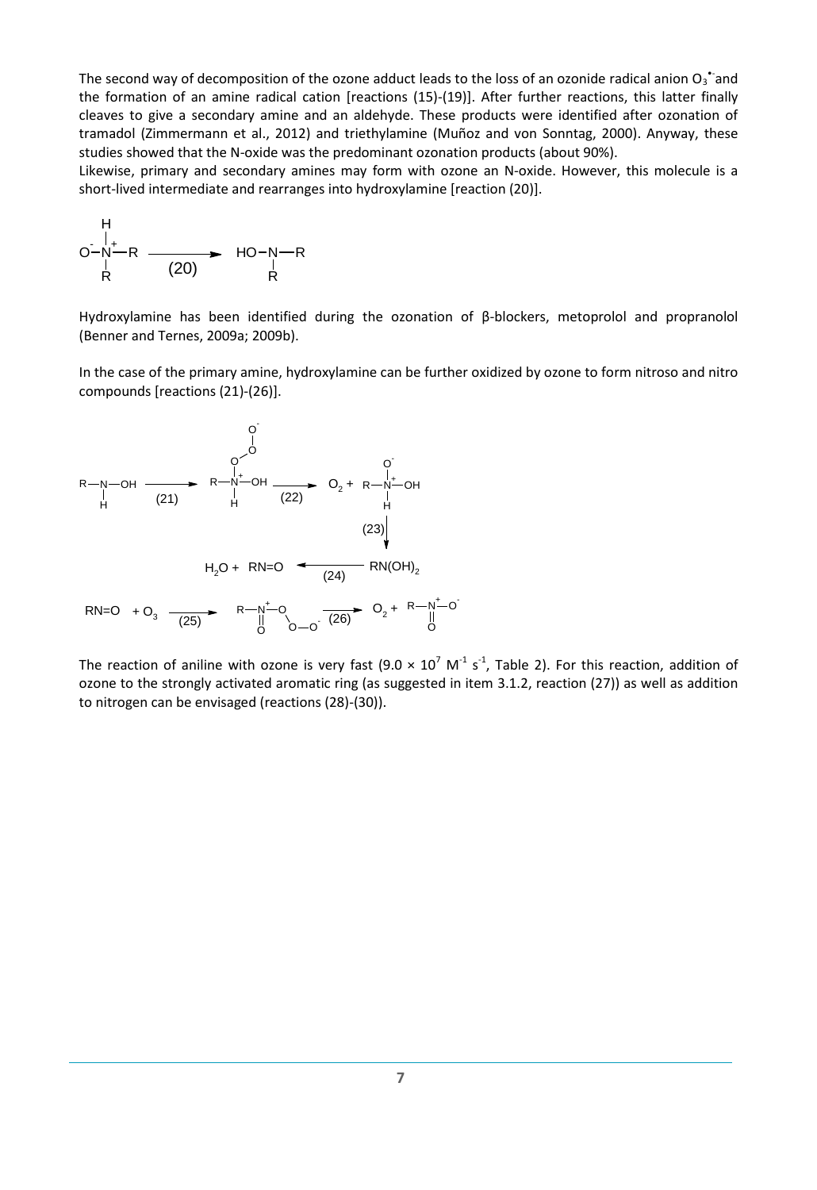The second way of decomposition of the ozone adduct leads to the loss of an ozonide radical anion $O_3^{\bullet-}$ and the formation of an amine radical cation [reactions (15)-(19)]. After further reactions, this latter finally cleaves to give a secondary amine and an aldehyde. These products were identified after ozonation of tramadol (Zimmermann et al., 2012) and triethylamine (Muñoz and von Sonntag, 2000). Anyway, these studies showed that the N-oxide was the predominant ozonation products (about 90%).

Likewise, primary and secondary amines may form with ozone an N-oxide. However, this molecule is a short-lived intermediate and rearranges into hydroxylamine [reaction (20)].

$$^{-}O-N^{+}(H)(R)-R \xrightarrow{(20)} HO-N(R)-R$$

Hydroxylamine has been identified during the ozonation of β-blockers, metoprolol and propranolol (Benner and Ternes, 2009a; 2009b).

In the case of the primary amine, hydroxylamine can be further oxidized by ozone to form nitroso and nitro compounds [reactions (21)-(26)].

$$R-NH-OH \xrightarrow{(21)} R-N^{+}(H)(O-O-O^{-})-OH \xrightarrow{(22)} O_2 + R-N^{+}(H)(O^{-})-OH$$

$$R-N^{+}(H)(O^{-})-OH \xrightarrow{(23)} RN(OH)_2$$

$$RN(OH)_2 \xrightarrow{(24)} H_2O + RN{=}O$$

$$RN{=}O + O_3 \xrightarrow{(25)} R-N^{+}(=O)-O-O-O^{-} \xrightarrow{(26)} O_2 + R-N^{+}(=O)-O^{-}$$

The reaction of aniline with ozone is very fast ($9.0 \times 10^{7}$ $M^{-1}$ $s^{-1}$, Table 2). For this reaction, addition of ozone to the strongly activated aromatic ring (as suggested in item 3.1.2, reaction (27)) as well as addition to nitrogen can be envisaged (reactions (28)-(30)).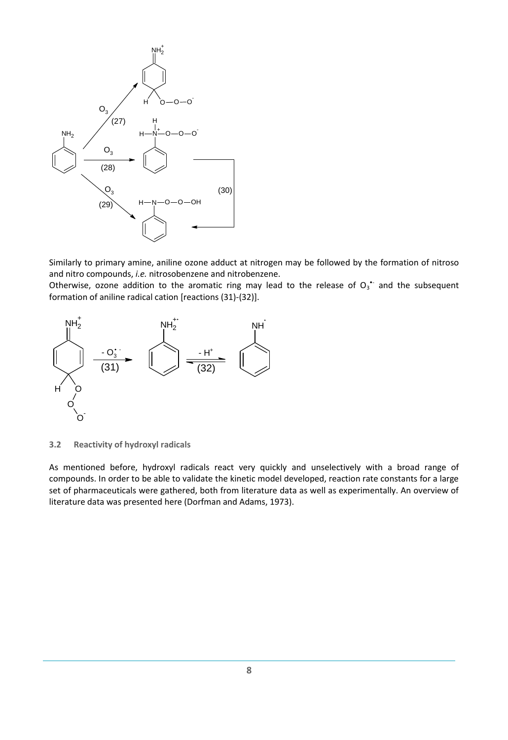Similarly to primary amine, aniline ozone adduct at nitrogen may be followed by the formation of nitroso and nitro compounds, *i.e.* nitrosobenzene and nitrobenzene.

Otherwise, ozone addition to the aromatic ring may lead to the release of $O_3^{\bullet -}$ and the subsequent formation of aniline radical cation [reactions (31)-(32)].

### 3.2 Reactivity of hydroxyl radicals

As mentioned before, hydroxyl radicals react very quickly and unselectively with a broad range of compounds. In order to be able to validate the kinetic model developed, reaction rate constants for a large set of pharmaceuticals were gathered, both from literature data as well as experimentally. An overview of literature data was presented here (Dorfman and Adams, 1973).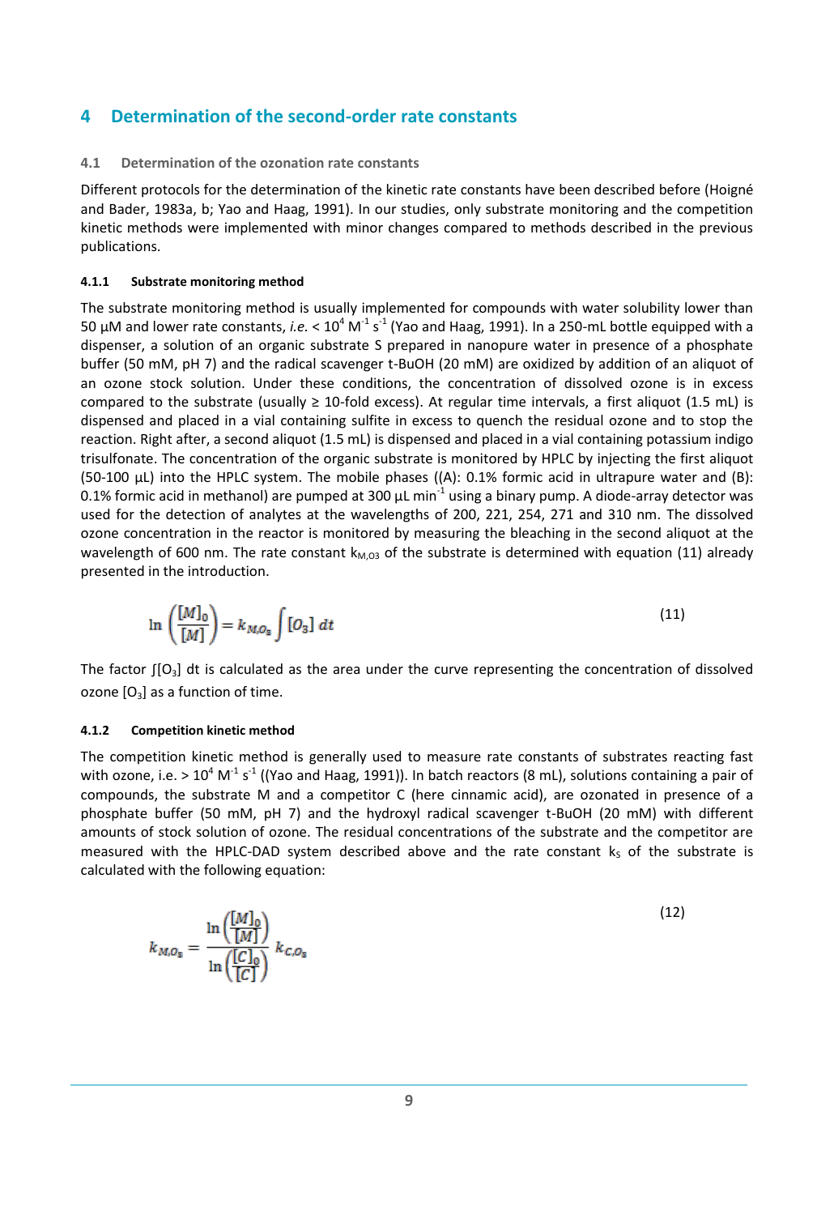# 4 Determination of the second-order rate constants

## 4.1 Determination of the ozonation rate constants

Different protocols for the determination of the kinetic rate constants have been described before (Hoigné and Bader, 1983a, b; Yao and Haag, 1991). In our studies, only substrate monitoring and the competition kinetic methods were implemented with minor changes compared to methods described in the previous publications.

### 4.1.1 Substrate monitoring method

The substrate monitoring method is usually implemented for compounds with water solubility lower than 50 µM and lower rate constants, *i.e.* < $10^4$ $M^{-1}$ $s^{-1}$ (Yao and Haag, 1991). In a 250-mL bottle equipped with a dispenser, a solution of an organic substrate S prepared in nanopure water in presence of a phosphate buffer (50 mM, pH 7) and the radical scavenger t-BuOH (20 mM) are oxidized by addition of an aliquot of an ozone stock solution. Under these conditions, the concentration of dissolved ozone is in excess compared to the substrate (usually ≥ 10-fold excess). At regular time intervals, a first aliquot (1.5 mL) is dispensed and placed in a vial containing sulfite in excess to quench the residual ozone and to stop the reaction. Right after, a second aliquot (1.5 mL) is dispensed and placed in a vial containing potassium indigo trisulfonate. The concentration of the organic substrate is monitored by HPLC by injecting the first aliquot (50-100 µL) into the HPLC system. The mobile phases ((A): 0.1% formic acid in ultrapure water and (B): 0.1% formic acid in methanol) are pumped at 300 µL $min^{-1}$ using a binary pump. A diode-array detector was used for the detection of analytes at the wavelengths of 200, 221, 254, 271 and 310 nm. The dissolved ozone concentration in the reactor is monitored by measuring the bleaching in the second aliquot at the wavelength of 600 nm. The rate constant $k_{M,O3}$ of the substrate is determined with equation (11) already presented in the introduction.

$$\ln\left(\frac{[M]_0}{[M]}\right) = k_{M,O_3}\int [O_3]\, dt \tag{11}$$

The factor $\int[O_3]\,dt$ is calculated as the area under the curve representing the concentration of dissolved ozone $[O_3]$ as a function of time.

### 4.1.2 Competition kinetic method

The competition kinetic method is generally used to measure rate constants of substrates reacting fast with ozone, i.e. > $10^4$ $M^{-1}$ $s^{-1}$ ((Yao and Haag, 1991)). In batch reactors (8 mL), solutions containing a pair of compounds, the substrate M and a competitor C (here cinnamic acid), are ozonated in presence of a phosphate buffer (50 mM, pH 7) and the hydroxyl radical scavenger t-BuOH (20 mM) with different amounts of stock solution of ozone. The residual concentrations of the substrate and the competitor are measured with the HPLC-DAD system described above and the rate constant $k_S$ of the substrate is calculated with the following equation:

$$k_{M,O_3} = \frac{\ln\left(\frac{[M]_0}{[M]}\right)}{\ln\left(\frac{[C]_0}{[C]}\right)} k_{C,O_3} \tag{12}$$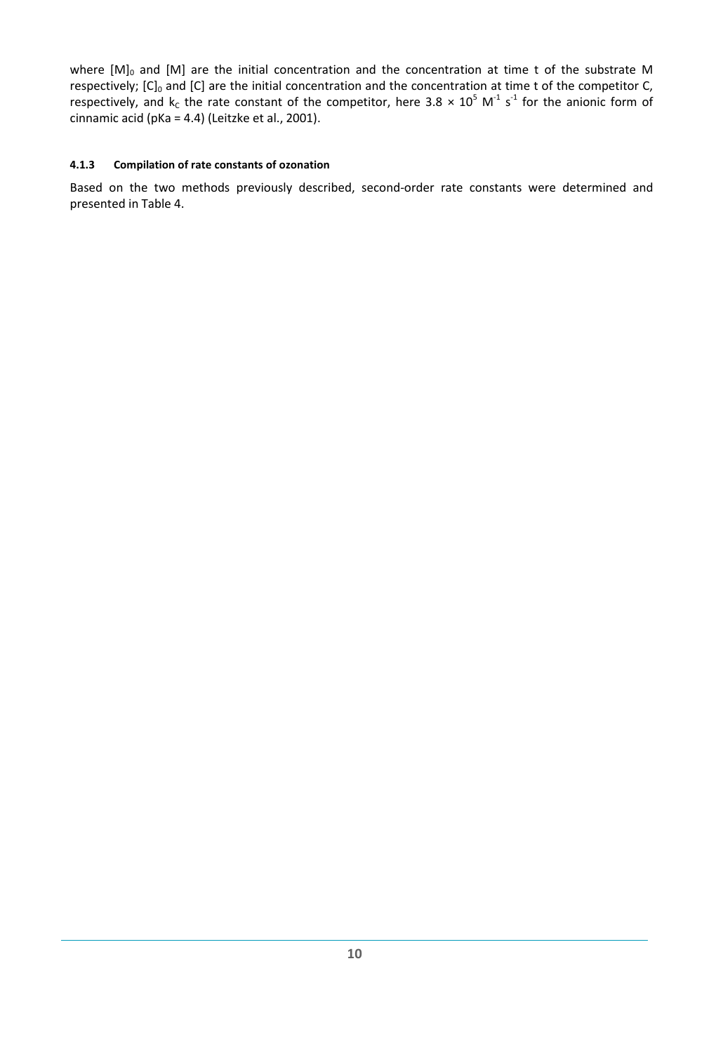where $[M]_0$ and $[M]$ are the initial concentration and the concentration at time t of the substrate M respectively; $[C]_0$ and $[C]$ are the initial concentration and the concentration at time t of the competitor C, respectively, and $k_C$ the rate constant of the competitor, here $3.8 \times 10^5$ $M^{-1}$ $s^{-1}$ for the anionic form of cinnamic acid (pKa = 4.4) (Leitzke et al., 2001).

#### 4.1.3 Compilation of rate constants of ozonation

Based on the two methods previously described, second-order rate constants were determined and presented in Table 4.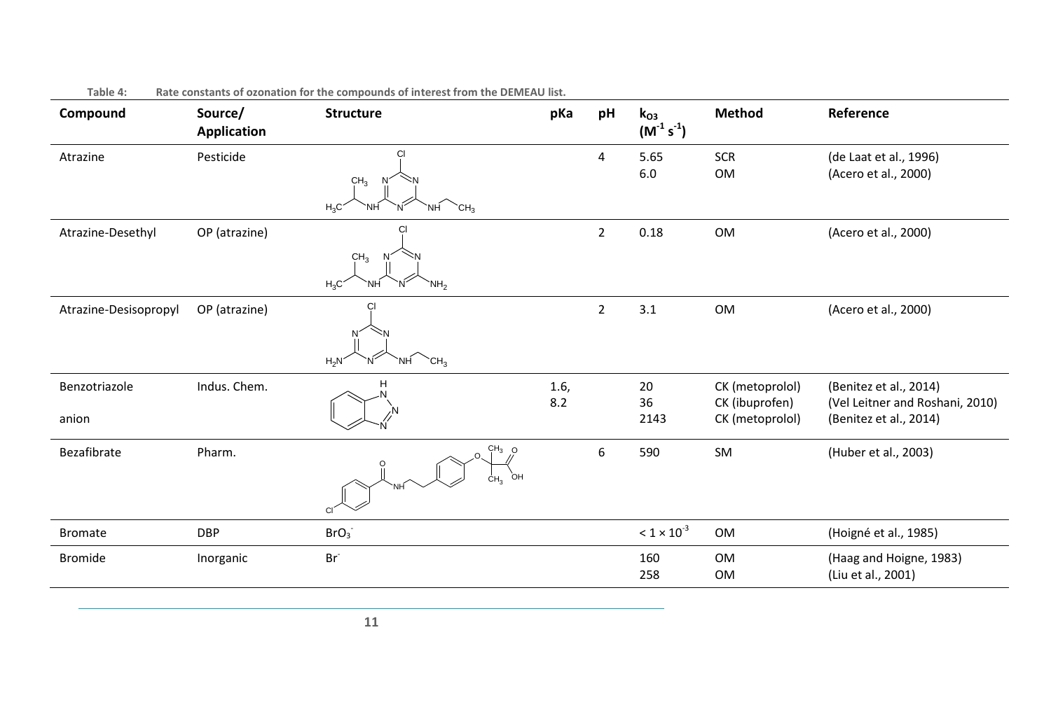Table 4: Rate constants of ozonation for the compounds of interest from the DEMEAU list.

| Compound | Source/ Application | Structure | pKa | pH | $k_{O3}$ ($M^{-1}$ $s^{-1}$) | Method | Reference |
|---|---|---|---|---|---|---|---|
| Atrazine | Pesticide | | | 4 | 5.65<br>6.0 | SCR<br>OM | (de Laat et al., 1996)<br>(Acero et al., 2000) |
| Atrazine-Desethyl | OP (atrazine) | | | 2 | 0.18 | OM | (Acero et al., 2000) |
| Atrazine-Desisopropyl | OP (atrazine) | | | 2 | 3.1 | OM | (Acero et al., 2000) |
| Benzotriazole<br><br>anion | Indus. Chem. | | 1.6,<br>8.2 | | 20<br>36<br>2143 | CK (metoprolol)<br>CK (ibuprofen)<br>CK (metoprolol) | (Benitez et al., 2014)<br>(Vel Leitner and Roshani, 2010)<br>(Benitez et al., 2014) |
| Bezafibrate | Pharm. | | | 6 | 590 | SM | (Huber et al., 2003) |
| Bromate | DBP | $BrO_3^-$ | | | $< 1 \times 10^{-3}$ | OM | (Hoigné et al., 1985) |
| Bromide | Inorganic | $Br^-$ | | | 160<br>258 | OM<br>OM | (Haag and Hoigne, 1983)<br>(Liu et al., 2001) |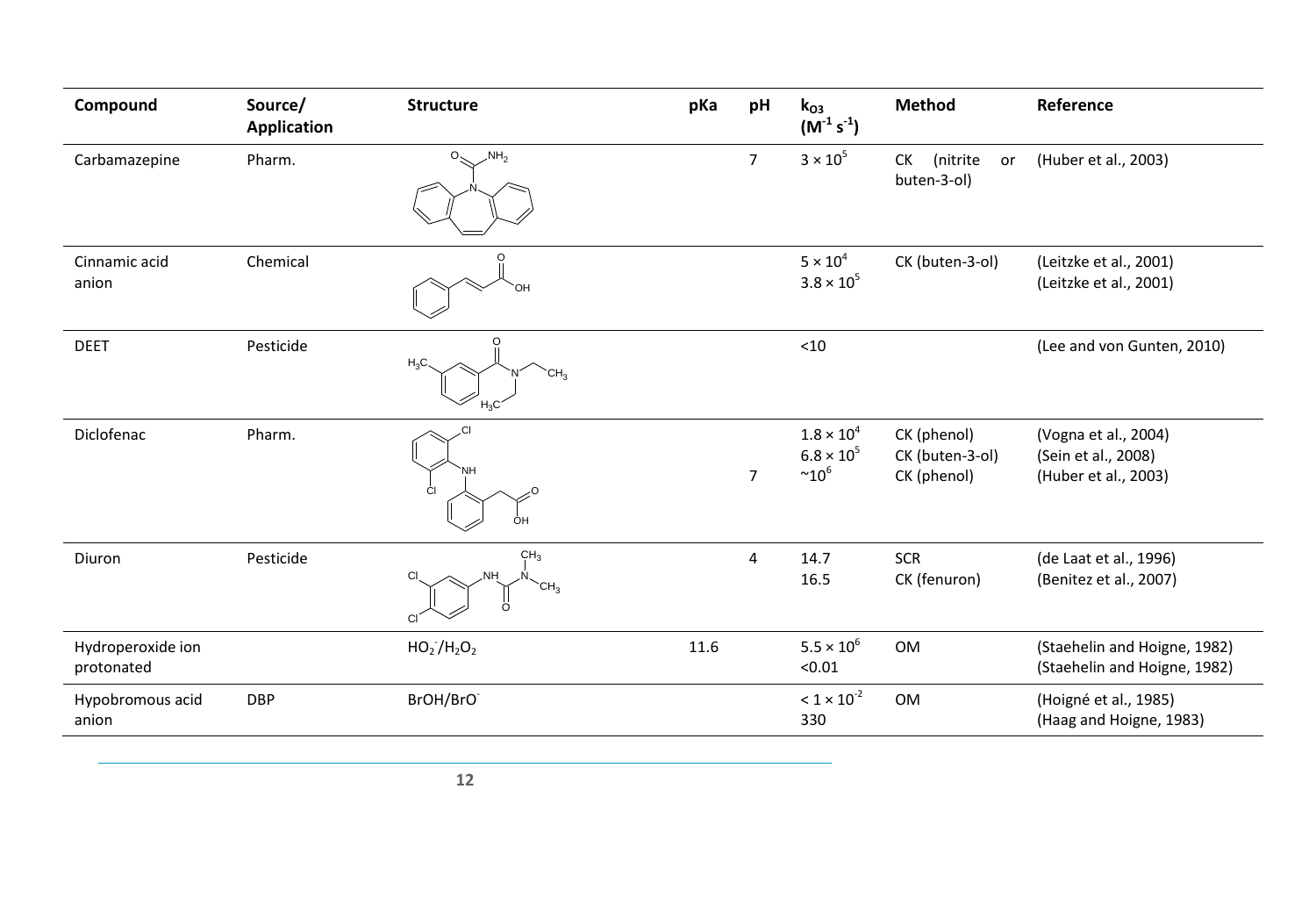| Compound | Source/ Application | Structure | pKa | pH | $k_{O3}$ ($M^{-1} s^{-1}$) | Method | Reference |
|---|---|---|---|---|---|---|---|
| Carbamazepine | Pharm. | | | 7 | $3 \times 10^5$ | CK (nitrite or buten-3-ol) | (Huber et al., 2003) |
| Cinnamic acid<br>anion | Chemical | | | | $5 \times 10^4$<br>$3.8 \times 10^5$ | CK (buten-3-ol) | (Leitzke et al., 2001)<br>(Leitzke et al., 2001) |
| DEET | Pesticide | | | | <10 | | (Lee and von Gunten, 2010) |
| Diclofenac | Pharm. | | | <br><br>7 | $1.8 \times 10^4$<br>$6.8 \times 10^5$<br>$\sim 10^6$ | CK (phenol)<br>CK (buten-3-ol)<br>CK (phenol) | (Vogna et al., 2004)<br>(Sein et al., 2008)<br>(Huber et al., 2003) |
| Diuron | Pesticide | | | 4 | 14.7<br>16.5 | SCR<br>CK (fenuron) | (de Laat et al., 1996)<br>(Benitez et al., 2007) |
| Hydroperoxide ion<br>protonated | | $HO_2^-/H_2O_2$ | 11.6 | | $5.5 \times 10^6$<br><0.01 | OM | (Staehelin and Hoigne, 1982)<br>(Staehelin and Hoigne, 1982) |
| Hypobromous acid<br>anion | DBP | $BrOH/BrO^-$ | | | $< 1 \times 10^{-2}$<br>330 | OM | (Hoigné et al., 1985)<br>(Haag and Hoigne, 1983) |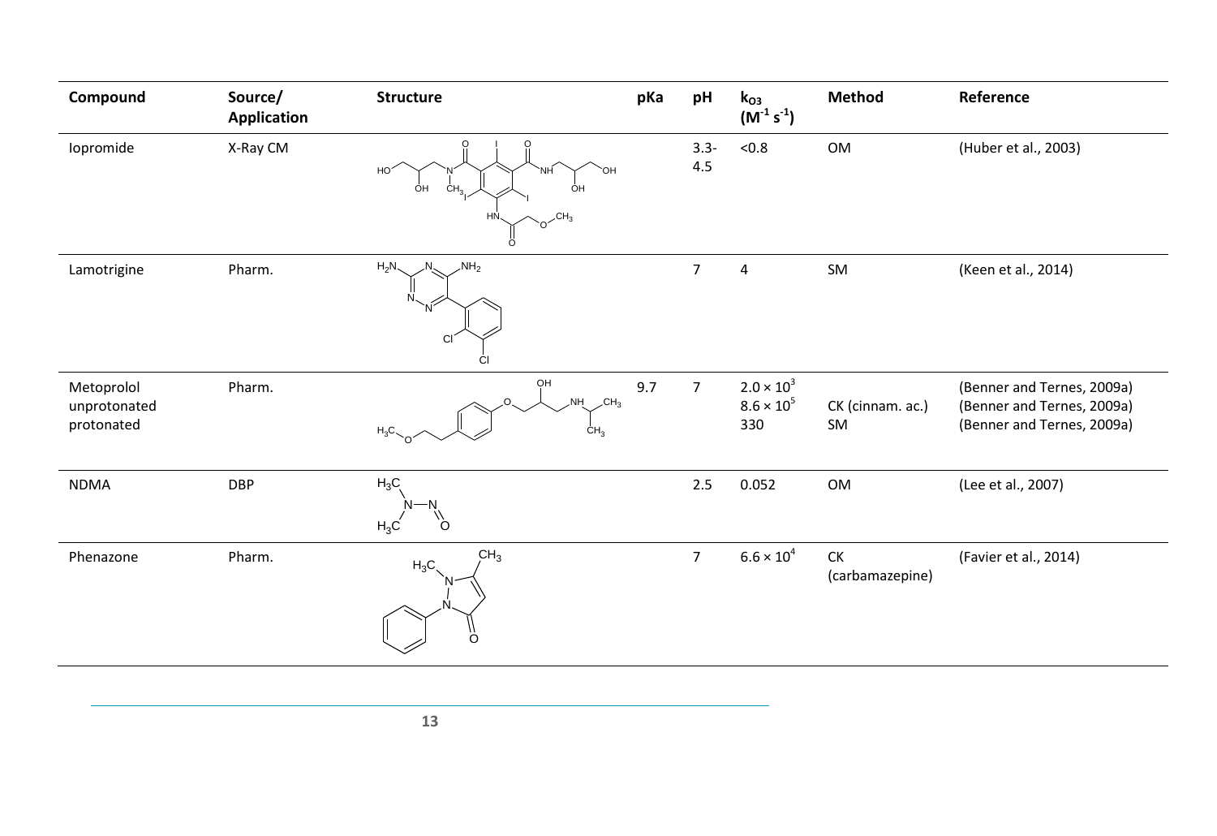| Compound | Source/ Application | Structure | pKa | pH | $k_{O3}$ ($M^{-1}$ $s^{-1}$) | Method | Reference |
|---|---|---|---|---|---|---|---|
| Iopromide | X-Ray CM | | | 3.3-4.5 | <0.8 | OM | (Huber et al., 2003) |
| Lamotrigine | Pharm. | | | 7 | 4 | SM | (Keen et al., 2014) |
| Metoprolol | Pharm. | | 9.7 | 7 | | | |
| unprotonated | | | | | $2.0 \times 10^3$ | | (Benner and Ternes, 2009a) |
| protonated | | | | | $8.6 \times 10^5$ | CK (cinnam. ac.) | (Benner and Ternes, 2009a) |
| | | | | | 330 | SM | (Benner and Ternes, 2009a) |
| NDMA | DBP | | | 2.5 | 0.052 | OM | (Lee et al., 2007) |
| Phenazone | Pharm. | | | 7 | $6.6 \times 10^4$ | CK (carbamazepine) | (Favier et al., 2014) |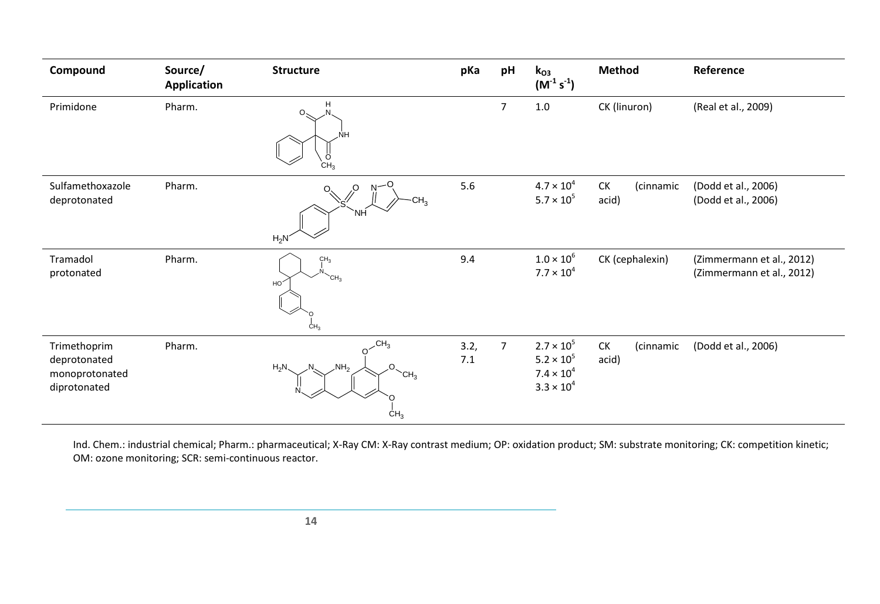| Compound | Source/ Application | Structure | pKa | pH | $k_{O3}$ ($M^{-1}\ s^{-1}$) | Method | Reference |
|---|---|---|---|---|---|---|---|
| Primidone | Pharm. | | | 7 | 1.0 | CK (linuron) | (Real et al., 2009) |
| Sulfamethoxazole<br>deprotonated | Pharm. | | 5.6 | | $4.7 \times 10^4$<br>$5.7 \times 10^5$ | CK (cinnamic acid) | (Dodd et al., 2006)<br>(Dodd et al., 2006) |
| Tramadol<br>protonated | Pharm. | | 9.4 | | $1.0 \times 10^6$<br>$7.7 \times 10^4$ | CK (cephalexin) | (Zimmermann et al., 2012)<br>(Zimmermann et al., 2012) |
| Trimethoprim<br>deprotonated<br>monoprotonated<br>diprotonated | Pharm. | | 3.2, 7.1 | 7 | $2.7 \times 10^5$<br>$5.2 \times 10^5$<br>$7.4 \times 10^4$<br>$3.3 \times 10^4$ | CK (cinnamic acid) | (Dodd et al., 2006) |

Ind. Chem.: industrial chemical; Pharm.: pharmaceutical; X-Ray CM: X-Ray contrast medium; OP: oxidation product; SM: substrate monitoring; CK: competition kinetic; OM: ozone monitoring; SCR: semi-continuous reactor.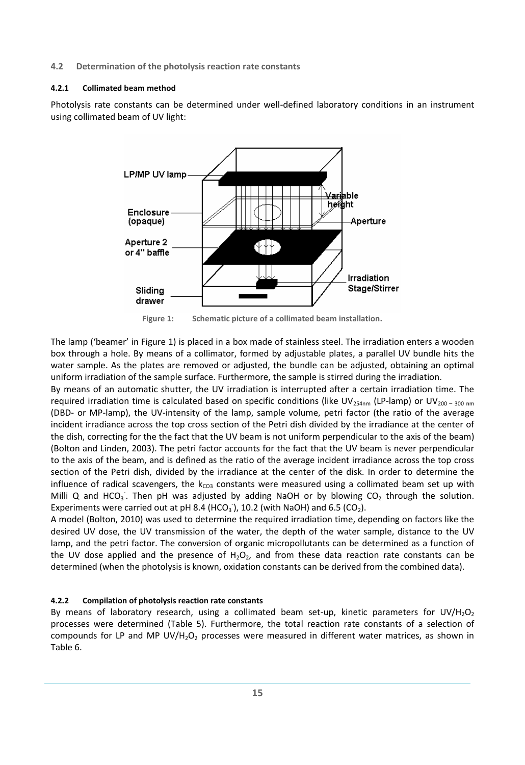## 4.2 Determination of the photolysis reaction rate constants

### 4.2.1 Collimated beam method

Photolysis rate constants can be determined under well-defined laboratory conditions in an instrument using collimated beam of UV light:

Figure 1: Schematic picture of a collimated beam installation.

The lamp ('beamer' in Figure 1) is placed in a box made of stainless steel. The irradiation enters a wooden box through a hole. By means of a collimator, formed by adjustable plates, a parallel UV bundle hits the water sample. As the plates are removed or adjusted, the bundle can be adjusted, obtaining an optimal uniform irradiation of the sample surface. Furthermore, the sample is stirred during the irradiation.

By means of an automatic shutter, the UV irradiation is interrupted after a certain irradiation time. The required irradiation time is calculated based on specific conditions (like $UV_{254nm}$ (LP-lamp) or $UV_{200-300\ nm}$ (DBD- or MP-lamp), the UV-intensity of the lamp, sample volume, petri factor (the ratio of the average incident irradiance across the top cross section of the Petri dish divided by the irradiance at the center of the dish, correcting for the the fact that the UV beam is not uniform perpendicular to the axis of the beam) (Bolton and Linden, 2003). The petri factor accounts for the fact that the UV beam is never perpendicular to the axis of the beam, and is defined as the ratio of the average incident irradiance across the top cross section of the Petri dish, divided by the irradiance at the center of the disk. In order to determine the influence of radical scavengers, the $k_{CO3}$ constants were measured using a collimated beam set up with Milli Q and $HCO_3^-$. Then pH was adjusted by adding NaOH or by blowing $CO_2$ through the solution. Experiments were carried out at pH 8.4 ($HCO_3^-$), 10.2 (with NaOH) and 6.5 ($CO_2$).

A model (Bolton, 2010) was used to determine the required irradiation time, depending on factors like the desired UV dose, the UV transmission of the water, the depth of the water sample, distance to the UV lamp, and the petri factor. The conversion of organic micropollutants can be determined as a function of the UV dose applied and the presence of $H_2O_2$, and from these data reaction rate constants can be determined (when the photolysis is known, oxidation constants can be derived from the combined data).

### 4.2.2 Compilation of photolysis reaction rate constants

By means of laboratory research, using a collimated beam set-up, kinetic parameters for $UV/H_2O_2$ processes were determined (Table 5). Furthermore, the total reaction rate constants of a selection of compounds for LP and MP $UV/H_2O_2$ processes were measured in different water matrices, as shown in Table 6.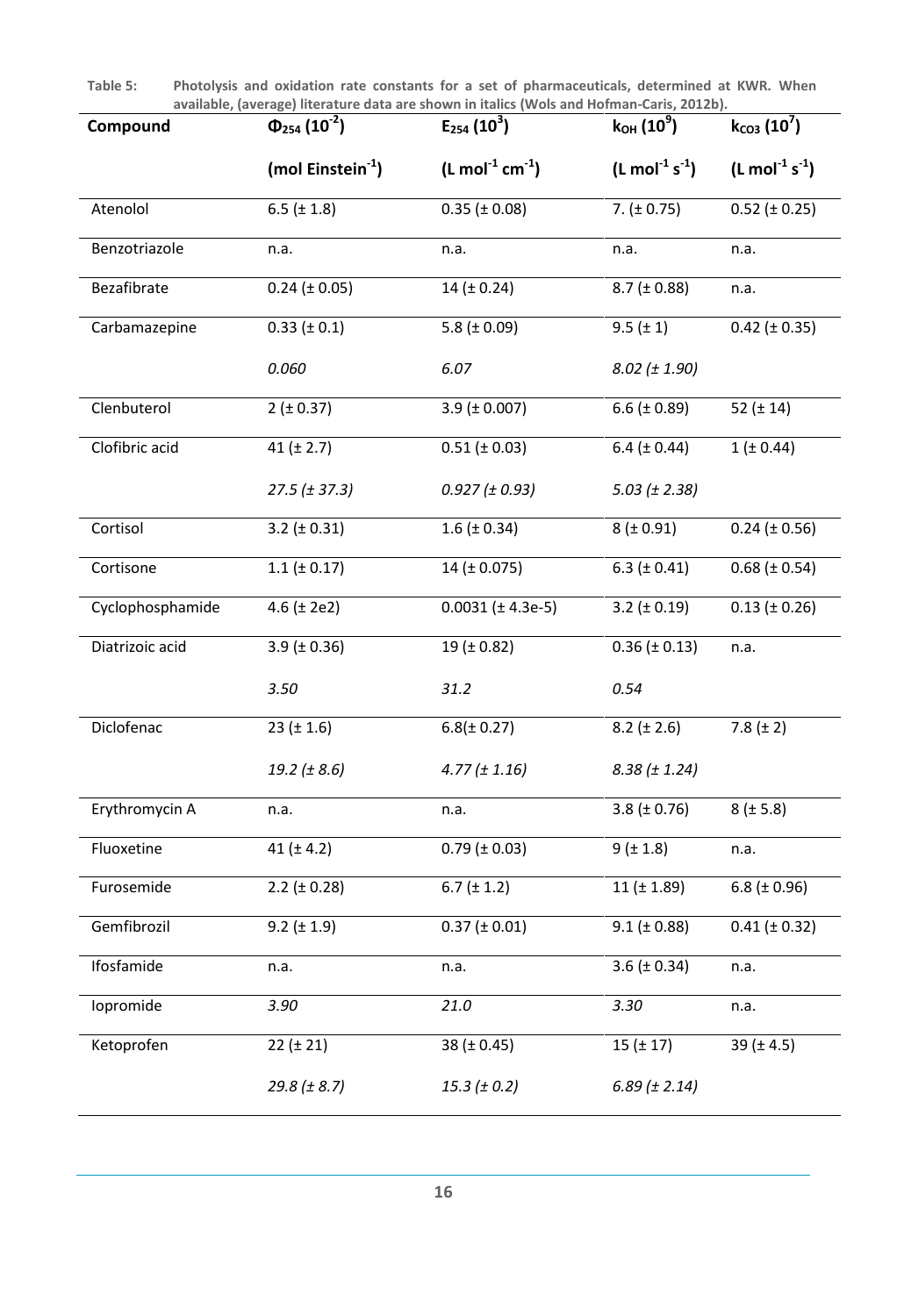**Table 5: Photolysis and oxidation rate constants for a set of pharmaceuticals, determined at KWR. When available, (average) literature data are shown in italics (Wols and Hofman-Caris, 2012b).**

| Compound | $\Phi_{254}$ ($10^{-2}$) (mol Einstein$^{-1}$) | $E_{254}$ ($10^{3}$) (L mol$^{-1}$ cm$^{-1}$) | $k_{OH}$ ($10^{9}$) (L mol$^{-1}$ s$^{-1}$) | $k_{CO3}$ ($10^{7}$) (L mol$^{-1}$ s$^{-1}$) |
|---|---|---|---|---|
| Atenolol | 6.5 (± 1.8) | 0.35 (± 0.08) | 7. (± 0.75) | 0.52 (± 0.25) |
| Benzotriazole | n.a. | n.a. | n.a. | n.a. |
| Bezafibrate | 0.24 (± 0.05) | 14 (± 0.24) | 8.7 (± 0.88) | n.a. |
| Carbamazepine | 0.33 (± 0.1) | 5.8 (± 0.09) | 9.5 (± 1) | 0.42 (± 0.35) |
| | *0.060* | *6.07* | *8.02 (± 1.90)* | |
| Clenbuterol | 2 (± 0.37) | 3.9 (± 0.007) | 6.6 (± 0.89) | 52 (± 14) |
| Clofibric acid | 41 (± 2.7) | 0.51 (± 0.03) | 6.4 (± 0.44) | 1 (± 0.44) |
| | *27.5 (± 37.3)* | *0.927 (± 0.93)* | *5.03 (± 2.38)* | |
| Cortisol | 3.2 (± 0.31) | 1.6 (± 0.34) | 8 (± 0.91) | 0.24 (± 0.56) |
| Cortisone | 1.1 (± 0.17) | 14 (± 0.075) | 6.3 (± 0.41) | 0.68 (± 0.54) |
| Cyclophosphamide | 4.6 (± 2e2) | 0.0031 (± 4.3e-5) | 3.2 (± 0.19) | 0.13 (± 0.26) |
| Diatrizoic acid | 3.9 (± 0.36) | 19 (± 0.82) | 0.36 (± 0.13) | n.a. |
| | *3.50* | *31.2* | *0.54* | |
| Diclofenac | 23 (± 1.6) | 6.8(± 0.27) | 8.2 (± 2.6) | 7.8 (± 2) |
| | *19.2 (± 8.6)* | *4.77 (± 1.16)* | *8.38 (± 1.24)* | |
| Erythromycin A | n.a. | n.a. | 3.8 (± 0.76) | 8 (± 5.8) |
| Fluoxetine | 41 (± 4.2) | 0.79 (± 0.03) | 9 (± 1.8) | n.a. |
| Furosemide | 2.2 (± 0.28) | 6.7 (± 1.2) | 11 (± 1.89) | 6.8 (± 0.96) |
| Gemfibrozil | 9.2 (± 1.9) | 0.37 (± 0.01) | 9.1 (± 0.88) | 0.41 (± 0.32) |
| Ifosfamide | n.a. | n.a. | 3.6 (± 0.34) | n.a. |
| Iopromide | *3.90* | *21.0* | *3.30* | n.a. |
| Ketoprofen | 22 (± 21) | 38 (± 0.45) | 15 (± 17) | 39 (± 4.5) |
| | *29.8 (± 8.7)* | *15.3 (± 0.2)* | *6.89 (± 2.14)* | |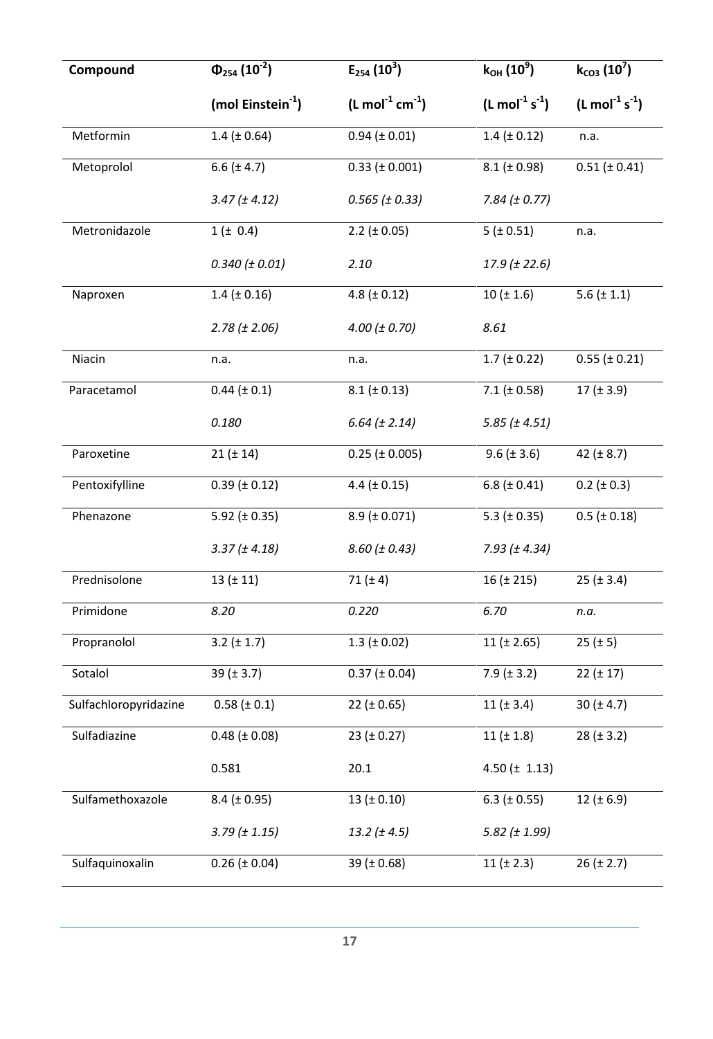| Compound | $\Phi_{254}$ ($10^{-2}$) (mol Einstein$^{-1}$) | $E_{254}$ ($10^{3}$) (L mol$^{-1}$ cm$^{-1}$) | $k_{OH}$ ($10^{9}$) (L mol$^{-1}$ s$^{-1}$) | $k_{CO3}$ ($10^{7}$) (L mol$^{-1}$ s$^{-1}$) |
|---|---|---|---|---|
| Metformin | 1.4 (± 0.64) | 0.94 (± 0.01) | 1.4 (± 0.12) | n.a. |
| Metoprolol | 6.6 (± 4.7) | 0.33 (± 0.001) | 8.1 (± 0.98) | 0.51 (± 0.41) |
| | *3.47 (± 4.12)* | *0.565 (± 0.33)* | *7.84 (± 0.77)* | |
| Metronidazole | 1 (± 0.4) | 2.2 (± 0.05) | 5 (± 0.51) | n.a. |
| | *0.340 (± 0.01)* | *2.10* | *17.9 (± 22.6)* | |
| Naproxen | 1.4 (± 0.16) | 4.8 (± 0.12) | 10 (± 1.6) | 5.6 (± 1.1) |
| | *2.78 (± 2.06)* | *4.00 (± 0.70)* | *8.61* | |
| Niacin | n.a. | n.a. | 1.7 (± 0.22) | 0.55 (± 0.21) |
| Paracetamol | 0.44 (± 0.1) | 8.1 (± 0.13) | 7.1 (± 0.58) | 17 (± 3.9) |
| | *0.180* | *6.64 (± 2.14)* | *5.85 (± 4.51)* | |
| Paroxetine | 21 (± 14) | 0.25 (± 0.005) | 9.6 (± 3.6) | 42 (± 8.7) |
| Pentoxifylline | 0.39 (± 0.12) | 4.4 (± 0.15) | 6.8 (± 0.41) | 0.2 (± 0.3) |
| Phenazone | 5.92 (± 0.35) | 8.9 (± 0.071) | 5.3 (± 0.35) | 0.5 (± 0.18) |
| | *3.37 (± 4.18)* | *8.60 (± 0.43)* | *7.93 (± 4.34)* | |
| Prednisolone | 13 (± 11) | 71 (± 4) | 16 (± 215) | 25 (± 3.4) |
| Primidone | *8.20* | *0.220* | *6.70* | *n.a.* |
| Propranolol | 3.2 (± 1.7) | 1.3 (± 0.02) | 11 (± 2.65) | 25 (± 5) |
| Sotalol | 39 (± 3.7) | 0.37 (± 0.04) | 7.9 (± 3.2) | 22 (± 17) |
| Sulfachloropyridazine | 0.58 (± 0.1) | 22 (± 0.65) | 11 (± 3.4) | 30 (± 4.7) |
| Sulfadiazine | 0.48 (± 0.08) | 23 (± 0.27) | 11 (± 1.8) | 28 (± 3.2) |
| | 0.581 | 20.1 | 4.50 (± 1.13) | |
| Sulfamethoxazole | 8.4 (± 0.95) | 13 (± 0.10) | 6.3 (± 0.55) | 12 (± 6.9) |
| | *3.79 (± 1.15)* | *13.2 (± 4.5)* | *5.82 (± 1.99)* | |
| Sulfaquinoxalin | 0.26 (± 0.04) | 39 (± 0.68) | 11 (± 2.3) | 26 (± 2.7) |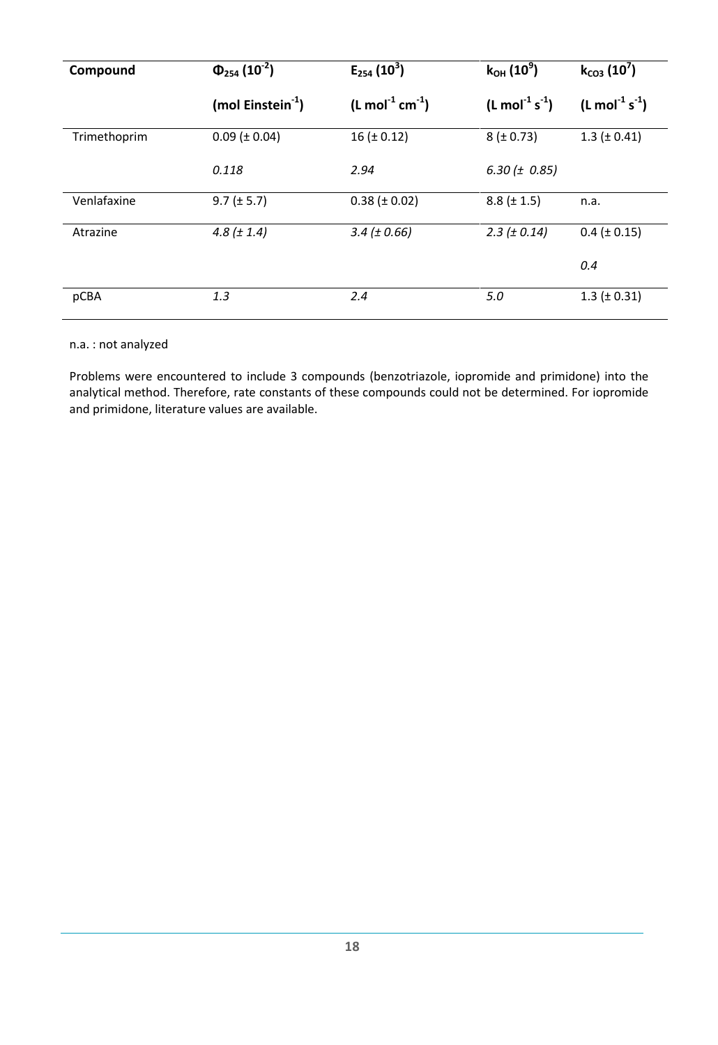| Compound | $\Phi_{254}$ ($10^{-2}$) (mol Einstein$^{-1}$) | $E_{254}$ ($10^{3}$) (L mol$^{-1}$ cm$^{-1}$) | $k_{OH}$ ($10^{9}$) (L mol$^{-1}$ s$^{-1}$) | $k_{CO3}$ ($10^{7}$) (L mol$^{-1}$ s$^{-1}$) |
|---|---|---|---|---|
| Trimethoprim | 0.09 (± 0.04) | 16 (± 0.12) | 8 (± 0.73) | 1.3 (± 0.41) |
| | *0.118* | *2.94* | *6.30 (± 0.85)* | |
| Venlafaxine | 9.7 (± 5.7) | 0.38 (± 0.02) | 8.8 (± 1.5) | n.a. |
| Atrazine | *4.8 (± 1.4)* | *3.4 (± 0.66)* | *2.3 (± 0.14)* | 0.4 (± 0.15) |
| | | | | *0.4* |
| pCBA | *1.3* | *2.4* | *5.0* | 1.3 (± 0.31) |

n.a. : not analyzed

Problems were encountered to include 3 compounds (benzotriazole, iopromide and primidone) into the analytical method. Therefore, rate constants of these compounds could not be determined. For iopromide and primidone, literature values are available.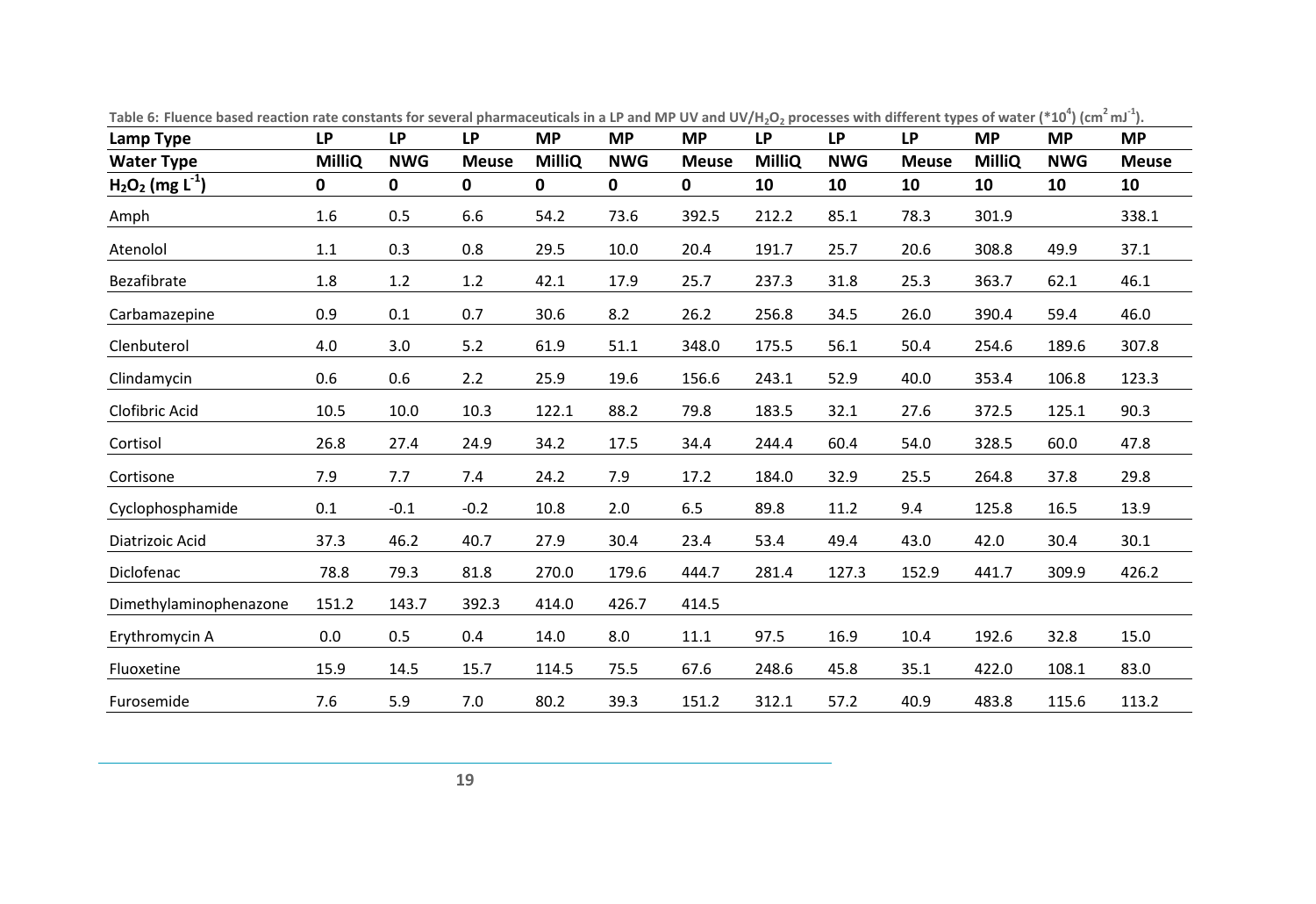Table 6: Fluence based reaction rate constants for several pharmaceuticals in a LP and MP UV and UV/$H_2O_2$ processes with different types of water (*$10^4$) ($cm^2$ $mJ^{-1}$).

| Lamp Type | LP | LP | LP | MP | MP | MP | LP | LP | LP | MP | MP | MP |
|---|---|---|---|---|---|---|---|---|---|---|---|---|
| **Water Type** | **MilliQ** | **NWG** | **Meuse** | **MilliQ** | **NWG** | **Meuse** | **MilliQ** | **NWG** | **Meuse** | **MilliQ** | **NWG** | **Meuse** |
| **$H_2O_2$ (mg $L^{-1}$)** | **0** | **0** | **0** | **0** | **0** | **0** | **10** | **10** | **10** | **10** | **10** | **10** |
| Amph | 1.6 | 0.5 | 6.6 | 54.2 | 73.6 | 392.5 | 212.2 | 85.1 | 78.3 | 301.9 | | 338.1 |
| Atenolol | 1.1 | 0.3 | 0.8 | 29.5 | 10.0 | 20.4 | 191.7 | 25.7 | 20.6 | 308.8 | 49.9 | 37.1 |
| Bezafibrate | 1.8 | 1.2 | 1.2 | 42.1 | 17.9 | 25.7 | 237.3 | 31.8 | 25.3 | 363.7 | 62.1 | 46.1 |
| Carbamazepine | 0.9 | 0.1 | 0.7 | 30.6 | 8.2 | 26.2 | 256.8 | 34.5 | 26.0 | 390.4 | 59.4 | 46.0 |
| Clenbuterol | 4.0 | 3.0 | 5.2 | 61.9 | 51.1 | 348.0 | 175.5 | 56.1 | 50.4 | 254.6 | 189.6 | 307.8 |
| Clindamycin | 0.6 | 0.6 | 2.2 | 25.9 | 19.6 | 156.6 | 243.1 | 52.9 | 40.0 | 353.4 | 106.8 | 123.3 |
| Clofibric Acid | 10.5 | 10.0 | 10.3 | 122.1 | 88.2 | 79.8 | 183.5 | 32.1 | 27.6 | 372.5 | 125.1 | 90.3 |
| Cortisol | 26.8 | 27.4 | 24.9 | 34.2 | 17.5 | 34.4 | 244.4 | 60.4 | 54.0 | 328.5 | 60.0 | 47.8 |
| Cortisone | 7.9 | 7.7 | 7.4 | 24.2 | 7.9 | 17.2 | 184.0 | 32.9 | 25.5 | 264.8 | 37.8 | 29.8 |
| Cyclophosphamide | 0.1 | -0.1 | -0.2 | 10.8 | 2.0 | 6.5 | 89.8 | 11.2 | 9.4 | 125.8 | 16.5 | 13.9 |
| Diatrizoic Acid | 37.3 | 46.2 | 40.7 | 27.9 | 30.4 | 23.4 | 53.4 | 49.4 | 43.0 | 42.0 | 30.4 | 30.1 |
| Diclofenac | 78.8 | 79.3 | 81.8 | 270.0 | 179.6 | 444.7 | 281.4 | 127.3 | 152.9 | 441.7 | 309.9 | 426.2 |
| Dimethylaminophenazone | 151.2 | 143.7 | 392.3 | 414.0 | 426.7 | 414.5 | | | | | | |
| Erythromycin A | 0.0 | 0.5 | 0.4 | 14.0 | 8.0 | 11.1 | 97.5 | 16.9 | 10.4 | 192.6 | 32.8 | 15.0 |
| Fluoxetine | 15.9 | 14.5 | 15.7 | 114.5 | 75.5 | 67.6 | 248.6 | 45.8 | 35.1 | 422.0 | 108.1 | 83.0 |
| Furosemide | 7.6 | 5.9 | 7.0 | 80.2 | 39.3 | 151.2 | 312.1 | 57.2 | 40.9 | 483.8 | 115.6 | 113.2 |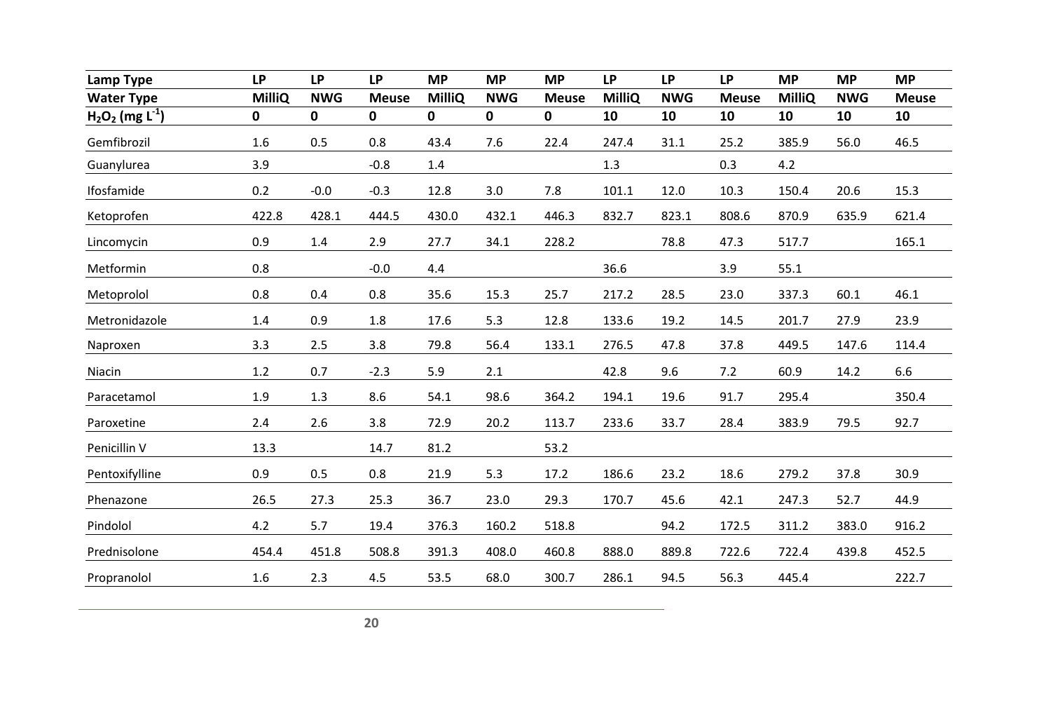| Lamp Type | LP | LP | LP | MP | MP | MP | LP | LP | LP | MP | MP | MP |
|---|---|---|---|---|---|---|---|---|---|---|---|---|
| **Water Type** | **MilliQ** | **NWG** | **Meuse** | **MilliQ** | **NWG** | **Meuse** | **MilliQ** | **NWG** | **Meuse** | **MilliQ** | **NWG** | **Meuse** |
| **$H_2O_2$ (mg $L^{-1}$)** | **0** | **0** | **0** | **0** | **0** | **0** | **10** | **10** | **10** | **10** | **10** | **10** |
| Gemfibrozil | 1.6 | 0.5 | 0.8 | 43.4 | 7.6 | 22.4 | 247.4 | 31.1 | 25.2 | 385.9 | 56.0 | 46.5 |
| Guanylurea | 3.9 | | -0.8 | 1.4 | | | 1.3 | | 0.3 | 4.2 | | |
| Ifosfamide | 0.2 | -0.0 | -0.3 | 12.8 | 3.0 | 7.8 | 101.1 | 12.0 | 10.3 | 150.4 | 20.6 | 15.3 |
| Ketoprofen | 422.8 | 428.1 | 444.5 | 430.0 | 432.1 | 446.3 | 832.7 | 823.1 | 808.6 | 870.9 | 635.9 | 621.4 |
| Lincomycin | 0.9 | 1.4 | 2.9 | 27.7 | 34.1 | 228.2 | | 78.8 | 47.3 | 517.7 | | 165.1 |
| Metformin | 0.8 | | -0.0 | 4.4 | | | 36.6 | | 3.9 | 55.1 | | |
| Metoprolol | 0.8 | 0.4 | 0.8 | 35.6 | 15.3 | 25.7 | 217.2 | 28.5 | 23.0 | 337.3 | 60.1 | 46.1 |
| Metronidazole | 1.4 | 0.9 | 1.8 | 17.6 | 5.3 | 12.8 | 133.6 | 19.2 | 14.5 | 201.7 | 27.9 | 23.9 |
| Naproxen | 3.3 | 2.5 | 3.8 | 79.8 | 56.4 | 133.1 | 276.5 | 47.8 | 37.8 | 449.5 | 147.6 | 114.4 |
| Niacin | 1.2 | 0.7 | -2.3 | 5.9 | 2.1 | | 42.8 | 9.6 | 7.2 | 60.9 | 14.2 | 6.6 |
| Paracetamol | 1.9 | 1.3 | 8.6 | 54.1 | 98.6 | 364.2 | 194.1 | 19.6 | 91.7 | 295.4 | | 350.4 |
| Paroxetine | 2.4 | 2.6 | 3.8 | 72.9 | 20.2 | 113.7 | 233.6 | 33.7 | 28.4 | 383.9 | 79.5 | 92.7 |
| Penicillin V | 13.3 | | 14.7 | 81.2 | | 53.2 | | | | | | |
| Pentoxifylline | 0.9 | 0.5 | 0.8 | 21.9 | 5.3 | 17.2 | 186.6 | 23.2 | 18.6 | 279.2 | 37.8 | 30.9 |
| Phenazone | 26.5 | 27.3 | 25.3 | 36.7 | 23.0 | 29.3 | 170.7 | 45.6 | 42.1 | 247.3 | 52.7 | 44.9 |
| Pindolol | 4.2 | 5.7 | 19.4 | 376.3 | 160.2 | 518.8 | | 94.2 | 172.5 | 311.2 | 383.0 | 916.2 |
| Prednisolone | 454.4 | 451.8 | 508.8 | 391.3 | 408.0 | 460.8 | 888.0 | 889.8 | 722.6 | 722.4 | 439.8 | 452.5 |
| Propranolol | 1.6 | 2.3 | 4.5 | 53.5 | 68.0 | 300.7 | 286.1 | 94.5 | 56.3 | 445.4 | | 222.7 |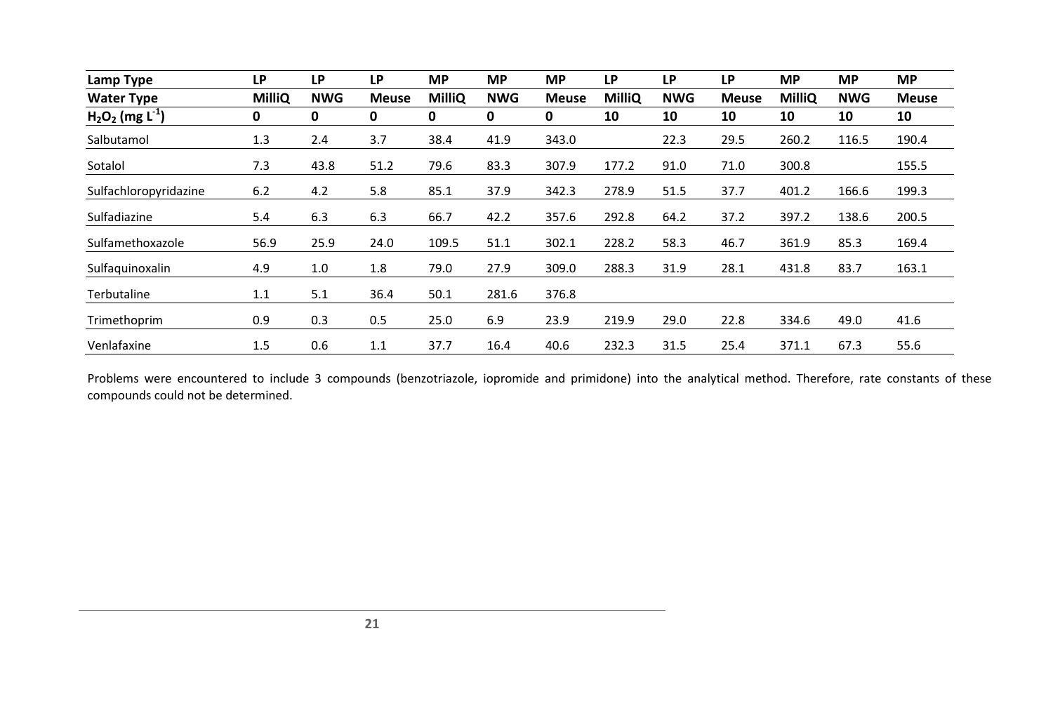| Lamp Type | LP | LP | LP | MP | MP | MP | LP | LP | LP | MP | MP | MP |
|---|---|---|---|---|---|---|---|---|---|---|---|---|
| **Water Type** | **MilliQ** | **NWG** | **Meuse** | **MilliQ** | **NWG** | **Meuse** | **MilliQ** | **NWG** | **Meuse** | **MilliQ** | **NWG** | **Meuse** |
| **$H_2O_2$ (mg $L^{-1}$)** | **0** | **0** | **0** | **0** | **0** | **0** | **10** | **10** | **10** | **10** | **10** | **10** |
| Salbutamol | 1.3 | 2.4 | 3.7 | 38.4 | 41.9 | 343.0 | | 22.3 | 29.5 | 260.2 | 116.5 | 190.4 |
| Sotalol | 7.3 | 43.8 | 51.2 | 79.6 | 83.3 | 307.9 | 177.2 | 91.0 | 71.0 | 300.8 | | 155.5 |
| Sulfachloropyridazine | 6.2 | 4.2 | 5.8 | 85.1 | 37.9 | 342.3 | 278.9 | 51.5 | 37.7 | 401.2 | 166.6 | 199.3 |
| Sulfadiazine | 5.4 | 6.3 | 6.3 | 66.7 | 42.2 | 357.6 | 292.8 | 64.2 | 37.2 | 397.2 | 138.6 | 200.5 |
| Sulfamethoxazole | 56.9 | 25.9 | 24.0 | 109.5 | 51.1 | 302.1 | 228.2 | 58.3 | 46.7 | 361.9 | 85.3 | 169.4 |
| Sulfaquinoxalin | 4.9 | 1.0 | 1.8 | 79.0 | 27.9 | 309.0 | 288.3 | 31.9 | 28.1 | 431.8 | 83.7 | 163.1 |
| Terbutaline | 1.1 | 5.1 | 36.4 | 50.1 | 281.6 | 376.8 | | | | | | |
| Trimethoprim | 0.9 | 0.3 | 0.5 | 25.0 | 6.9 | 23.9 | 219.9 | 29.0 | 22.8 | 334.6 | 49.0 | 41.6 |
| Venlafaxine | 1.5 | 0.6 | 1.1 | 37.7 | 16.4 | 40.6 | 232.3 | 31.5 | 25.4 | 371.1 | 67.3 | 55.6 |

Problems were encountered to include 3 compounds (benzotriazole, iopromide and primidone) into the analytical method. Therefore, rate constants of these compounds could not be determined.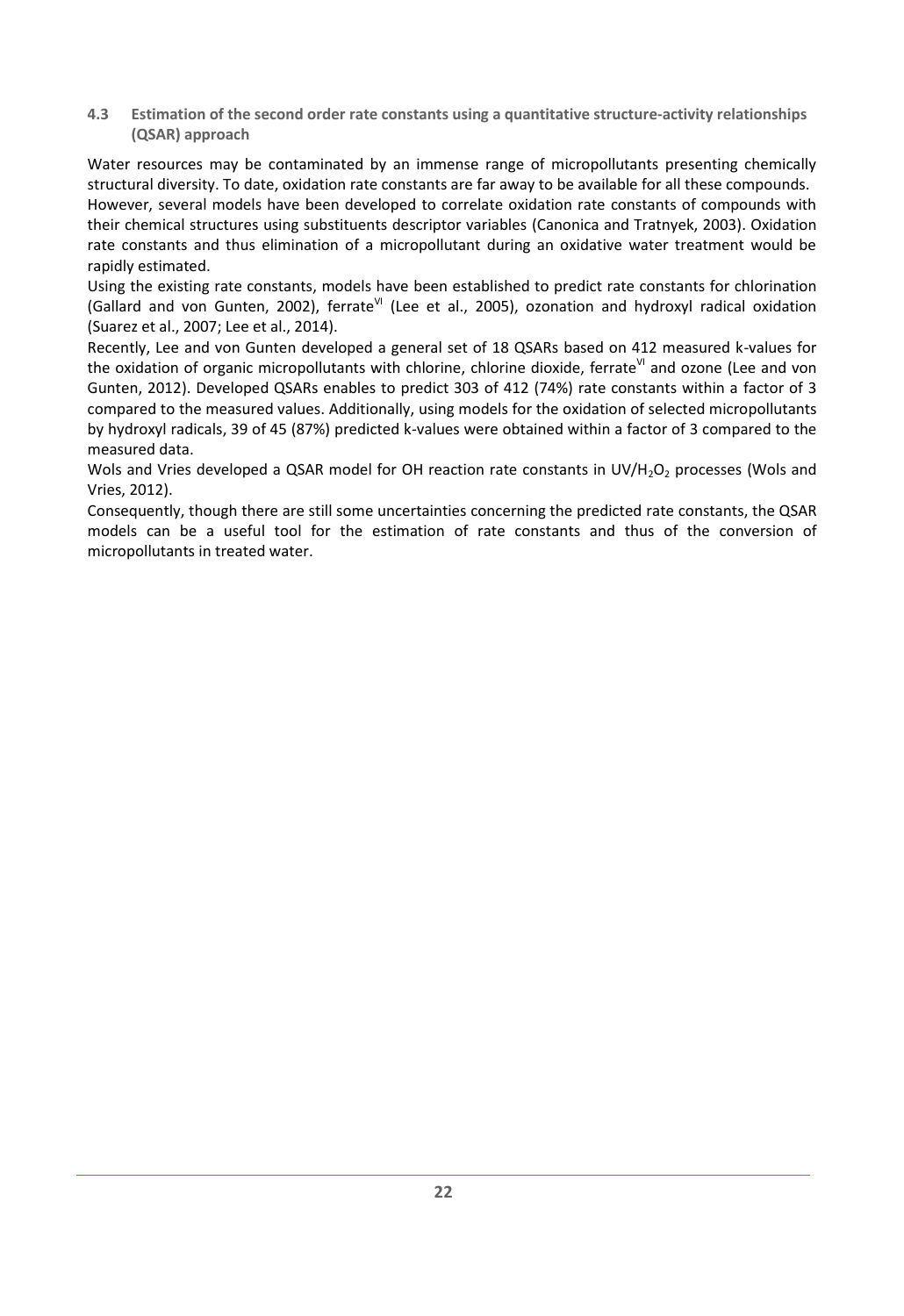### 4.3 Estimation of the second order rate constants using a quantitative structure-activity relationships (QSAR) approach

Water resources may be contaminated by an immense range of micropollutants presenting chemically structural diversity. To date, oxidation rate constants are far away to be available for all these compounds.
However, several models have been developed to correlate oxidation rate constants of compounds with their chemical structures using substituents descriptor variables (Canonica and Tratnyek, 2003). Oxidation rate constants and thus elimination of a micropollutant during an oxidative water treatment would be rapidly estimated.
Using the existing rate constants, models have been established to predict rate constants for chlorination (Gallard and von Gunten, 2002), ferrate$^{VI}$ (Lee et al., 2005), ozonation and hydroxyl radical oxidation (Suarez et al., 2007; Lee et al., 2014).
Recently, Lee and von Gunten developed a general set of 18 QSARs based on 412 measured k-values for the oxidation of organic micropollutants with chlorine, chlorine dioxide, ferrate$^{VI}$ and ozone (Lee and von Gunten, 2012). Developed QSARs enables to predict 303 of 412 (74%) rate constants within a factor of 3 compared to the measured values. Additionally, using models for the oxidation of selected micropollutants by hydroxyl radicals, 39 of 45 (87%) predicted k-values were obtained within a factor of 3 compared to the measured data.
Wols and Vries developed a QSAR model for OH reaction rate constants in UV/$H_2O_2$ processes (Wols and Vries, 2012).
Consequently, though there are still some uncertainties concerning the predicted rate constants, the QSAR models can be a useful tool for the estimation of rate constants and thus of the conversion of micropollutants in treated water.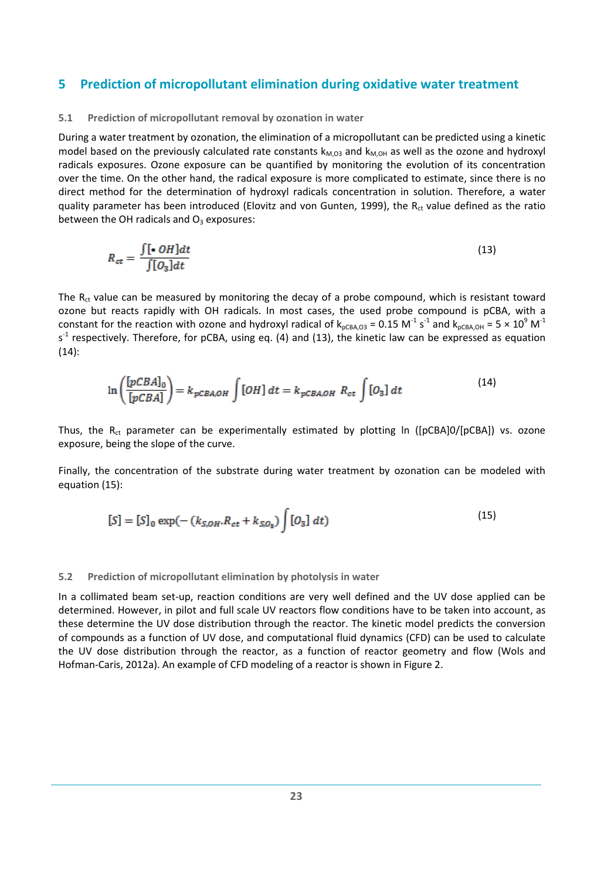## 5 Prediction of micropollutant elimination during oxidative water treatment

### 5.1 Prediction of micropollutant removal by ozonation in water

During a water treatment by ozonation, the elimination of a micropollutant can be predicted using a kinetic model based on the previously calculated rate constants $k_{M,O3}$ and $k_{M,OH}$ as well as the ozone and hydroxyl radicals exposures. Ozone exposure can be quantified by monitoring the evolution of its concentration over the time. On the other hand, the radical exposure is more complicated to estimate, since there is no direct method for the determination of hydroxyl radicals concentration in solution. Therefore, a water quality parameter has been introduced (Elovitz and von Gunten, 1999), the $R_{ct}$ value defined as the ratio between the OH radicals and $O_3$ exposures:

$$R_{ct} = \frac{\int [\bullet\, OH]dt}{\int [O_3]dt} \tag{13}$$

The $R_{ct}$ value can be measured by monitoring the decay of a probe compound, which is resistant toward ozone but reacts rapidly with OH radicals. In most cases, the used probe compound is pCBA, with a constant for the reaction with ozone and hydroxyl radical of $k_{pCBA,O3} = 0.15\ M^{-1}\ s^{-1}$ and $k_{pCBA,OH} = 5 \times 10^9\ M^{-1}\ s^{-1}$ respectively. Therefore, for pCBA, using eq. (4) and (13), the kinetic law can be expressed as equation (14):

$$\ln\left(\frac{[pCBA]_0}{[pCBA]}\right) = k_{pCBA,OH} \int [OH]\, dt = k_{pCBA,OH}\ R_{ct} \int [O_3]\, dt \tag{14}$$

Thus, the $R_{ct}$ parameter can be experimentally estimated by plotting ln ([pCBA]0/[pCBA]) vs. ozone exposure, being the slope of the curve.

Finally, the concentration of the substrate during water treatment by ozonation can be modeled with equation (15):

$$[S] = [S]_0 \exp(-(k_{S,OH} \cdot R_{ct} + k_{S,O_3}) \int [O_3]\, dt) \tag{15}$$

### 5.2 Prediction of micropollutant elimination by photolysis in water

In a collimated beam set-up, reaction conditions are very well defined and the UV dose applied can be determined. However, in pilot and full scale UV reactors flow conditions have to be taken into account, as these determine the UV dose distribution through the reactor. The kinetic model predicts the conversion of compounds as a function of UV dose, and computational fluid dynamics (CFD) can be used to calculate the UV dose distribution through the reactor, as a function of reactor geometry and flow (Wols and Hofman-Caris, 2012a). An example of CFD modeling of a reactor is shown in Figure 2.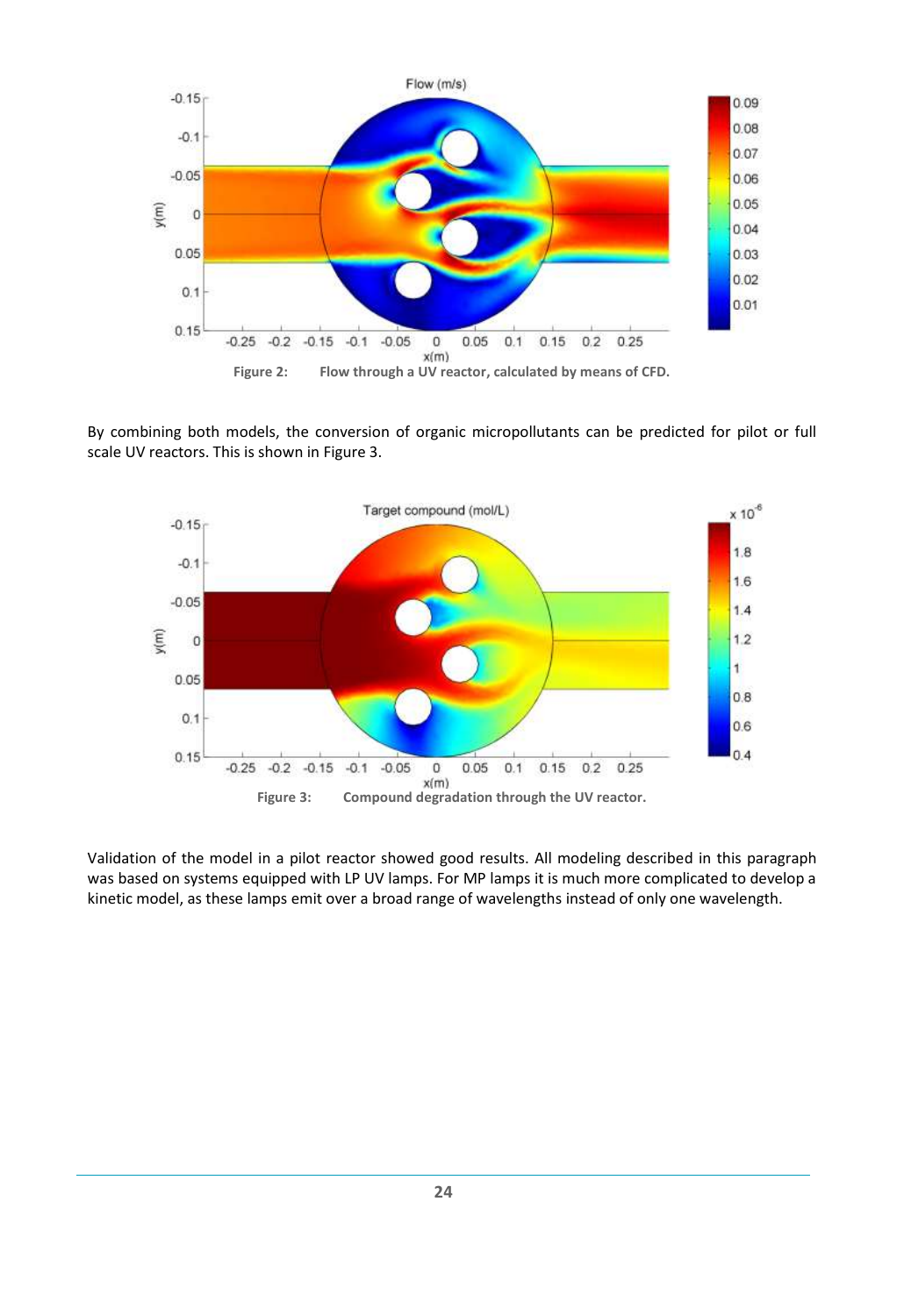Figure 2: Flow through a UV reactor, calculated by means of CFD.

By combining both models, the conversion of organic micropollutants can be predicted for pilot or full scale UV reactors. This is shown in Figure 3.

Figure 3: Compound degradation through the UV reactor.

Validation of the model in a pilot reactor showed good results. All modeling described in this paragraph was based on systems equipped with LP UV lamps. For MP lamps it is much more complicated to develop a kinetic model, as these lamps emit over a broad range of wavelengths instead of only one wavelength.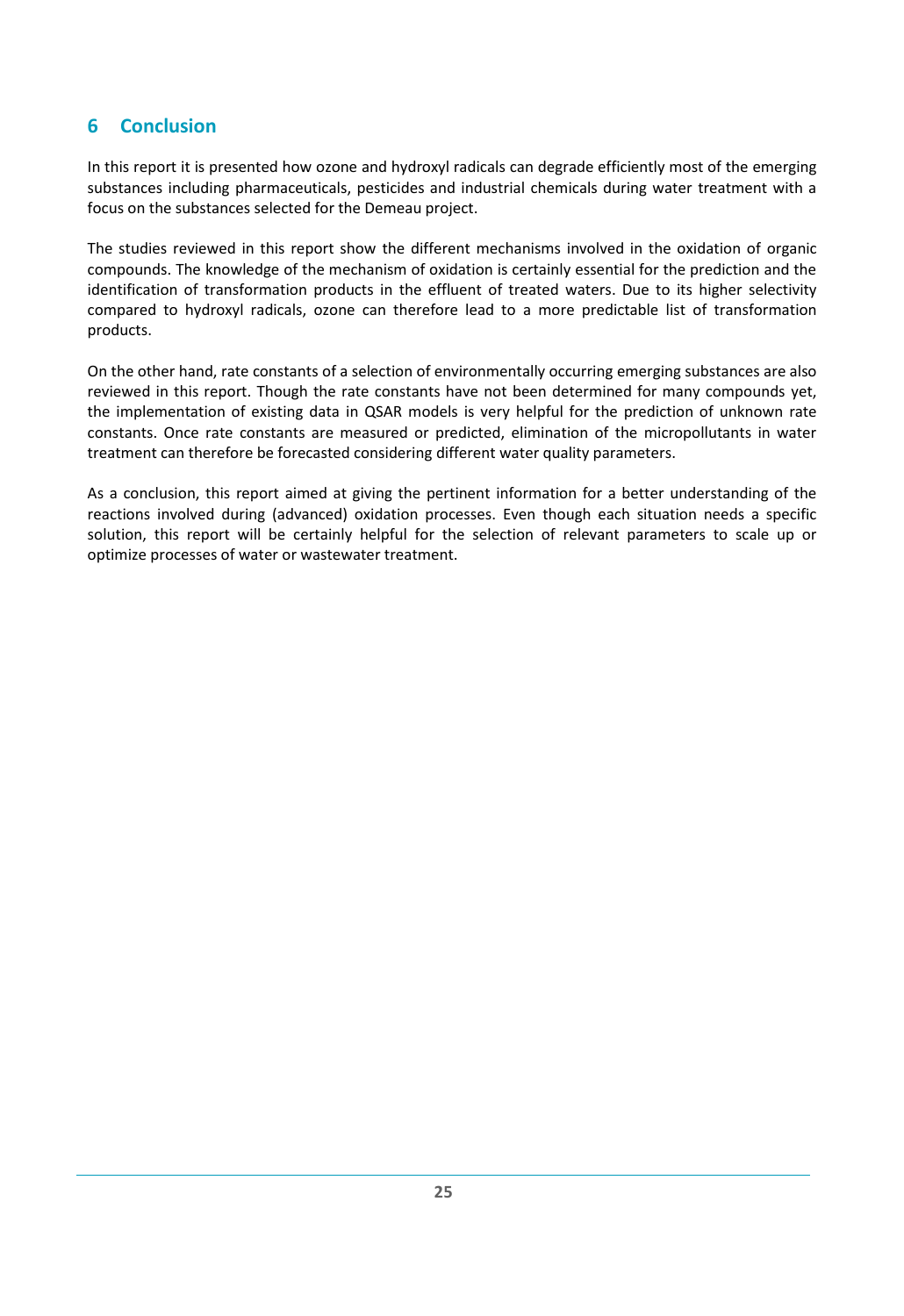## 6 Conclusion

In this report it is presented how ozone and hydroxyl radicals can degrade efficiently most of the emerging substances including pharmaceuticals, pesticides and industrial chemicals during water treatment with a focus on the substances selected for the Demeau project.

The studies reviewed in this report show the different mechanisms involved in the oxidation of organic compounds. The knowledge of the mechanism of oxidation is certainly essential for the prediction and the identification of transformation products in the effluent of treated waters. Due to its higher selectivity compared to hydroxyl radicals, ozone can therefore lead to a more predictable list of transformation products.

On the other hand, rate constants of a selection of environmentally occurring emerging substances are also reviewed in this report. Though the rate constants have not been determined for many compounds yet, the implementation of existing data in QSAR models is very helpful for the prediction of unknown rate constants. Once rate constants are measured or predicted, elimination of the micropollutants in water treatment can therefore be forecasted considering different water quality parameters.

As a conclusion, this report aimed at giving the pertinent information for a better understanding of the reactions involved during (advanced) oxidation processes. Even though each situation needs a specific solution, this report will be certainly helpful for the selection of relevant parameters to scale up or optimize processes of water or wastewater treatment.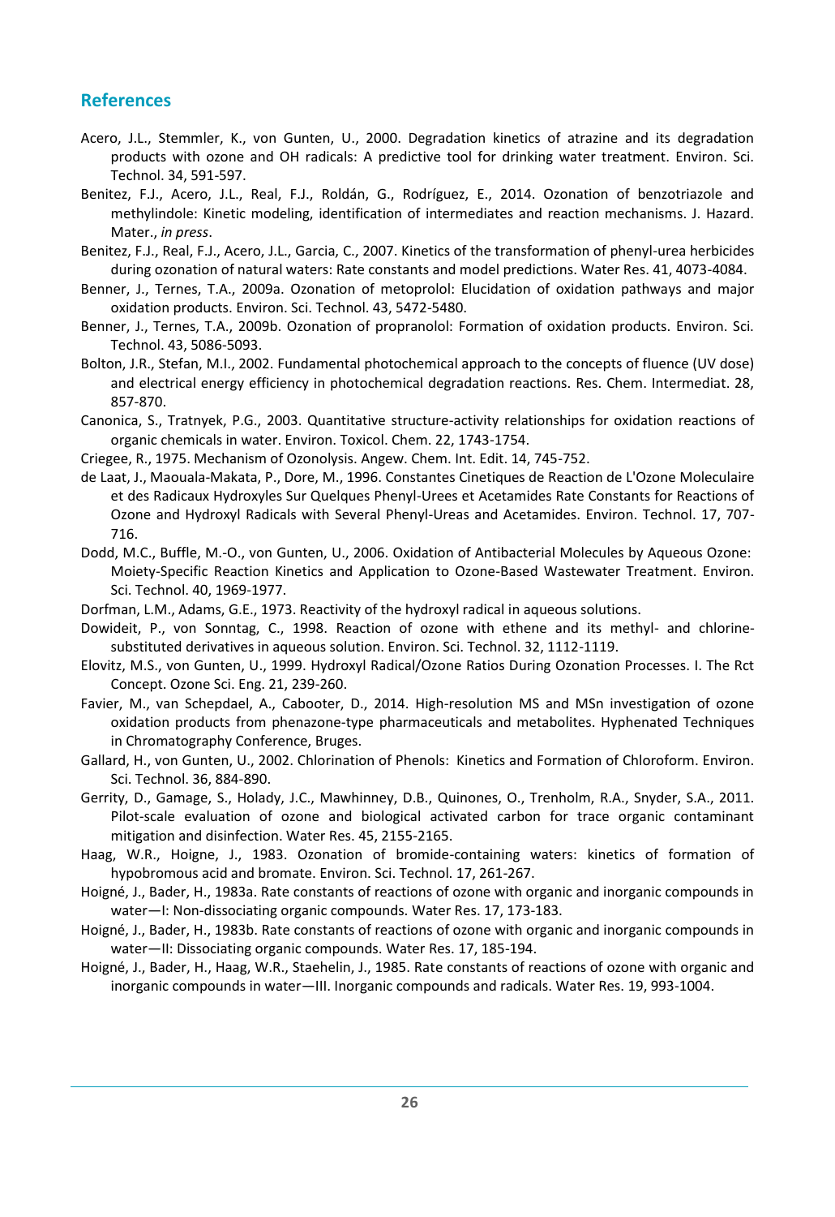## References

Acero, J.L., Stemmler, K., von Gunten, U., 2000. Degradation kinetics of atrazine and its degradation products with ozone and OH radicals: A predictive tool for drinking water treatment. Environ. Sci. Technol. 34, 591-597.

Benitez, F.J., Acero, J.L., Real, F.J., Roldán, G., Rodríguez, E., 2014. Ozonation of benzotriazole and methylindole: Kinetic modeling, identification of intermediates and reaction mechanisms. J. Hazard. Mater., *in press*.

Benitez, F.J., Real, F.J., Acero, J.L., Garcia, C., 2007. Kinetics of the transformation of phenyl-urea herbicides during ozonation of natural waters: Rate constants and model predictions. Water Res. 41, 4073-4084.

Benner, J., Ternes, T.A., 2009a. Ozonation of metoprolol: Elucidation of oxidation pathways and major oxidation products. Environ. Sci. Technol. 43, 5472-5480.

Benner, J., Ternes, T.A., 2009b. Ozonation of propranolol: Formation of oxidation products. Environ. Sci. Technol. 43, 5086-5093.

Bolton, J.R., Stefan, M.I., 2002. Fundamental photochemical approach to the concepts of fluence (UV dose) and electrical energy efficiency in photochemical degradation reactions. Res. Chem. Intermediat. 28, 857-870.

Canonica, S., Tratnyek, P.G., 2003. Quantitative structure-activity relationships for oxidation reactions of organic chemicals in water. Environ. Toxicol. Chem. 22, 1743-1754.

Criegee, R., 1975. Mechanism of Ozonolysis. Angew. Chem. Int. Edit. 14, 745-752.

de Laat, J., Maouala-Makata, P., Dore, M., 1996. Constantes Cinetiques de Reaction de L'Ozone Moleculaire et des Radicaux Hydroxyles Sur Quelques Phenyl-Urees et Acetamides Rate Constants for Reactions of Ozone and Hydroxyl Radicals with Several Phenyl-Ureas and Acetamides. Environ. Technol. 17, 707-716.

Dodd, M.C., Buffle, M.-O., von Gunten, U., 2006. Oxidation of Antibacterial Molecules by Aqueous Ozone: Moiety-Specific Reaction Kinetics and Application to Ozone-Based Wastewater Treatment. Environ. Sci. Technol. 40, 1969-1977.

Dorfman, L.M., Adams, G.E., 1973. Reactivity of the hydroxyl radical in aqueous solutions.

Dowideit, P., von Sonntag, C., 1998. Reaction of ozone with ethene and its methyl- and chlorine-substituted derivatives in aqueous solution. Environ. Sci. Technol. 32, 1112-1119.

Elovitz, M.S., von Gunten, U., 1999. Hydroxyl Radical/Ozone Ratios During Ozonation Processes. I. The Rct Concept. Ozone Sci. Eng. 21, 239-260.

Favier, M., van Schepdael, A., Cabooter, D., 2014. High-resolution MS and MSn investigation of ozone oxidation products from phenazone-type pharmaceuticals and metabolites. Hyphenated Techniques in Chromatography Conference, Bruges.

Gallard, H., von Gunten, U., 2002. Chlorination of Phenols: Kinetics and Formation of Chloroform. Environ. Sci. Technol. 36, 884-890.

Gerrity, D., Gamage, S., Holady, J.C., Mawhinney, D.B., Quinones, O., Trenholm, R.A., Snyder, S.A., 2011. Pilot-scale evaluation of ozone and biological activated carbon for trace organic contaminant mitigation and disinfection. Water Res. 45, 2155-2165.

Haag, W.R., Hoigne, J., 1983. Ozonation of bromide-containing waters: kinetics of formation of hypobromous acid and bromate. Environ. Sci. Technol. 17, 261-267.

Hoigné, J., Bader, H., 1983a. Rate constants of reactions of ozone with organic and inorganic compounds in water—I: Non-dissociating organic compounds. Water Res. 17, 173-183.

Hoigné, J., Bader, H., 1983b. Rate constants of reactions of ozone with organic and inorganic compounds in water—II: Dissociating organic compounds. Water Res. 17, 185-194.

Hoigné, J., Bader, H., Haag, W.R., Staehelin, J., 1985. Rate constants of reactions of ozone with organic and inorganic compounds in water—III. Inorganic compounds and radicals. Water Res. 19, 993-1004.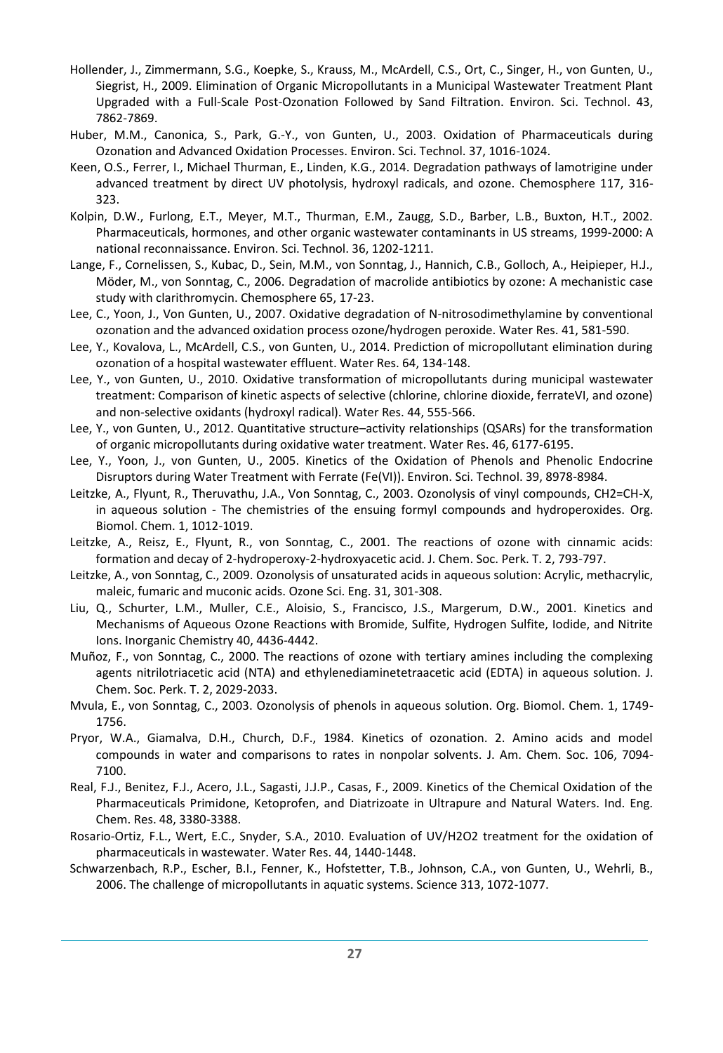Hollender, J., Zimmermann, S.G., Koepke, S., Krauss, M., McArdell, C.S., Ort, C., Singer, H., von Gunten, U., Siegrist, H., 2009. Elimination of Organic Micropollutants in a Municipal Wastewater Treatment Plant Upgraded with a Full-Scale Post-Ozonation Followed by Sand Filtration. Environ. Sci. Technol. 43, 7862-7869.

Huber, M.M., Canonica, S., Park, G.-Y., von Gunten, U., 2003. Oxidation of Pharmaceuticals during Ozonation and Advanced Oxidation Processes. Environ. Sci. Technol. 37, 1016-1024.

Keen, O.S., Ferrer, I., Michael Thurman, E., Linden, K.G., 2014. Degradation pathways of lamotrigine under advanced treatment by direct UV photolysis, hydroxyl radicals, and ozone. Chemosphere 117, 316-323.

Kolpin, D.W., Furlong, E.T., Meyer, M.T., Thurman, E.M., Zaugg, S.D., Barber, L.B., Buxton, H.T., 2002. Pharmaceuticals, hormones, and other organic wastewater contaminants in US streams, 1999-2000: A national reconnaissance. Environ. Sci. Technol. 36, 1202-1211.

Lange, F., Cornelissen, S., Kubac, D., Sein, M.M., von Sonntag, J., Hannich, C.B., Golloch, A., Heipieper, H.J., Möder, M., von Sonntag, C., 2006. Degradation of macrolide antibiotics by ozone: A mechanistic case study with clarithromycin. Chemosphere 65, 17-23.

Lee, C., Yoon, J., Von Gunten, U., 2007. Oxidative degradation of N-nitrosodimethylamine by conventional ozonation and the advanced oxidation process ozone/hydrogen peroxide. Water Res. 41, 581-590.

Lee, Y., Kovalova, L., McArdell, C.S., von Gunten, U., 2014. Prediction of micropollutant elimination during ozonation of a hospital wastewater effluent. Water Res. 64, 134-148.

Lee, Y., von Gunten, U., 2010. Oxidative transformation of micropollutants during municipal wastewater treatment: Comparison of kinetic aspects of selective (chlorine, chlorine dioxide, ferrateVI, and ozone) and non-selective oxidants (hydroxyl radical). Water Res. 44, 555-566.

Lee, Y., von Gunten, U., 2012. Quantitative structure–activity relationships (QSARs) for the transformation of organic micropollutants during oxidative water treatment. Water Res. 46, 6177-6195.

Lee, Y., Yoon, J., von Gunten, U., 2005. Kinetics of the Oxidation of Phenols and Phenolic Endocrine Disruptors during Water Treatment with Ferrate (Fe(VI)). Environ. Sci. Technol. 39, 8978-8984.

Leitzke, A., Flyunt, R., Theruvathu, J.A., Von Sonntag, C., 2003. Ozonolysis of vinyl compounds, CH2=CH-X, in aqueous solution - The chemistries of the ensuing formyl compounds and hydroperoxides. Org. Biomol. Chem. 1, 1012-1019.

Leitzke, A., Reisz, E., Flyunt, R., von Sonntag, C., 2001. The reactions of ozone with cinnamic acids: formation and decay of 2-hydroperoxy-2-hydroxyacetic acid. J. Chem. Soc. Perk. T. 2, 793-797.

Leitzke, A., von Sonntag, C., 2009. Ozonolysis of unsaturated acids in aqueous solution: Acrylic, methacrylic, maleic, fumaric and muconic acids. Ozone Sci. Eng. 31, 301-308.

Liu, Q., Schurter, L.M., Muller, C.E., Aloisio, S., Francisco, J.S., Margerum, D.W., 2001. Kinetics and Mechanisms of Aqueous Ozone Reactions with Bromide, Sulfite, Hydrogen Sulfite, Iodide, and Nitrite Ions. Inorganic Chemistry 40, 4436-4442.

Muñoz, F., von Sonntag, C., 2000. The reactions of ozone with tertiary amines including the complexing agents nitrilotriacetic acid (NTA) and ethylenediaminetetraacetic acid (EDTA) in aqueous solution. J. Chem. Soc. Perk. T. 2, 2029-2033.

Mvula, E., von Sonntag, C., 2003. Ozonolysis of phenols in aqueous solution. Org. Biomol. Chem. 1, 1749-1756.

Pryor, W.A., Giamalva, D.H., Church, D.F., 1984. Kinetics of ozonation. 2. Amino acids and model compounds in water and comparisons to rates in nonpolar solvents. J. Am. Chem. Soc. 106, 7094-7100.

Real, F.J., Benitez, F.J., Acero, J.L., Sagasti, J.J.P., Casas, F., 2009. Kinetics of the Chemical Oxidation of the Pharmaceuticals Primidone, Ketoprofen, and Diatrizoate in Ultrapure and Natural Waters. Ind. Eng. Chem. Res. 48, 3380-3388.

Rosario-Ortiz, F.L., Wert, E.C., Snyder, S.A., 2010. Evaluation of UV/H2O2 treatment for the oxidation of pharmaceuticals in wastewater. Water Res. 44, 1440-1448.

Schwarzenbach, R.P., Escher, B.I., Fenner, K., Hofstetter, T.B., Johnson, C.A., von Gunten, U., Wehrli, B., 2006. The challenge of micropollutants in aquatic systems. Science 313, 1072-1077.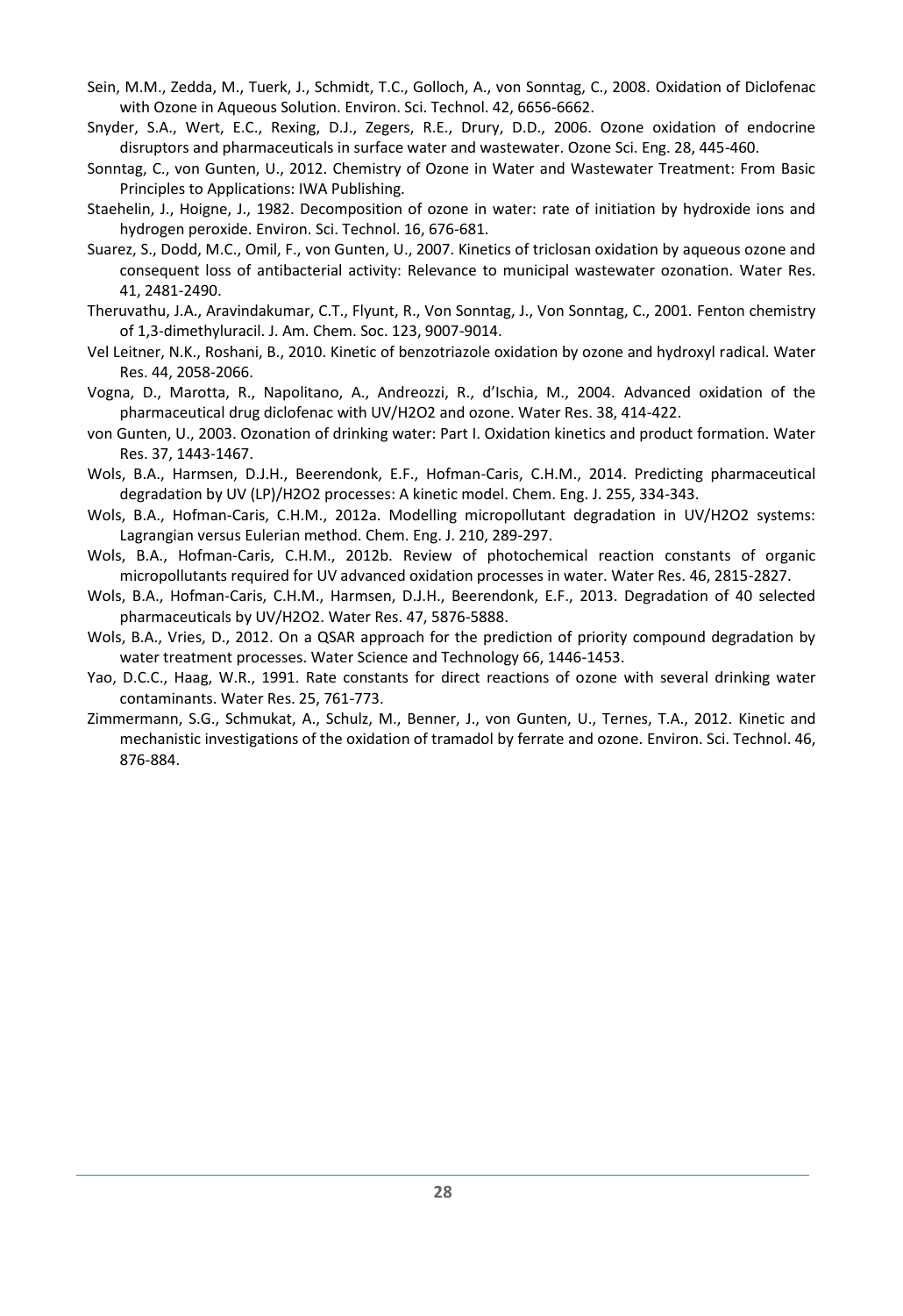Sein, M.M., Zedda, M., Tuerk, J., Schmidt, T.C., Golloch, A., von Sonntag, C., 2008. Oxidation of Diclofenac with Ozone in Aqueous Solution. Environ. Sci. Technol. 42, 6656-6662.

Snyder, S.A., Wert, E.C., Rexing, D.J., Zegers, R.E., Drury, D.D., 2006. Ozone oxidation of endocrine disruptors and pharmaceuticals in surface water and wastewater. Ozone Sci. Eng. 28, 445-460.

Sonntag, C., von Gunten, U., 2012. Chemistry of Ozone in Water and Wastewater Treatment: From Basic Principles to Applications: IWA Publishing.

Staehelin, J., Hoigne, J., 1982. Decomposition of ozone in water: rate of initiation by hydroxide ions and hydrogen peroxide. Environ. Sci. Technol. 16, 676-681.

Suarez, S., Dodd, M.C., Omil, F., von Gunten, U., 2007. Kinetics of triclosan oxidation by aqueous ozone and consequent loss of antibacterial activity: Relevance to municipal wastewater ozonation. Water Res. 41, 2481-2490.

Theruvathu, J.A., Aravindakumar, C.T., Flyunt, R., Von Sonntag, J., Von Sonntag, C., 2001. Fenton chemistry of 1,3-dimethyluracil. J. Am. Chem. Soc. 123, 9007-9014.

Vel Leitner, N.K., Roshani, B., 2010. Kinetic of benzotriazole oxidation by ozone and hydroxyl radical. Water Res. 44, 2058-2066.

Vogna, D., Marotta, R., Napolitano, A., Andreozzi, R., d'Ischia, M., 2004. Advanced oxidation of the pharmaceutical drug diclofenac with UV/H2O2 and ozone. Water Res. 38, 414-422.

von Gunten, U., 2003. Ozonation of drinking water: Part I. Oxidation kinetics and product formation. Water Res. 37, 1443-1467.

Wols, B.A., Harmsen, D.J.H., Beerendonk, E.F., Hofman-Caris, C.H.M., 2014. Predicting pharmaceutical degradation by UV (LP)/H2O2 processes: A kinetic model. Chem. Eng. J. 255, 334-343.

Wols, B.A., Hofman-Caris, C.H.M., 2012a. Modelling micropollutant degradation in UV/H2O2 systems: Lagrangian versus Eulerian method. Chem. Eng. J. 210, 289-297.

Wols, B.A., Hofman-Caris, C.H.M., 2012b. Review of photochemical reaction constants of organic micropollutants required for UV advanced oxidation processes in water. Water Res. 46, 2815-2827.

Wols, B.A., Hofman-Caris, C.H.M., Harmsen, D.J.H., Beerendonk, E.F., 2013. Degradation of 40 selected pharmaceuticals by UV/H2O2. Water Res. 47, 5876-5888.

Wols, B.A., Vries, D., 2012. On a QSAR approach for the prediction of priority compound degradation by water treatment processes. Water Science and Technology 66, 1446-1453.

Yao, D.C.C., Haag, W.R., 1991. Rate constants for direct reactions of ozone with several drinking water contaminants. Water Res. 25, 761-773.

Zimmermann, S.G., Schmukat, A., Schulz, M., Benner, J., von Gunten, U., Ternes, T.A., 2012. Kinetic and mechanistic investigations of the oxidation of tramadol by ferrate and ozone. Environ. Sci. Technol. 46, 876-884.